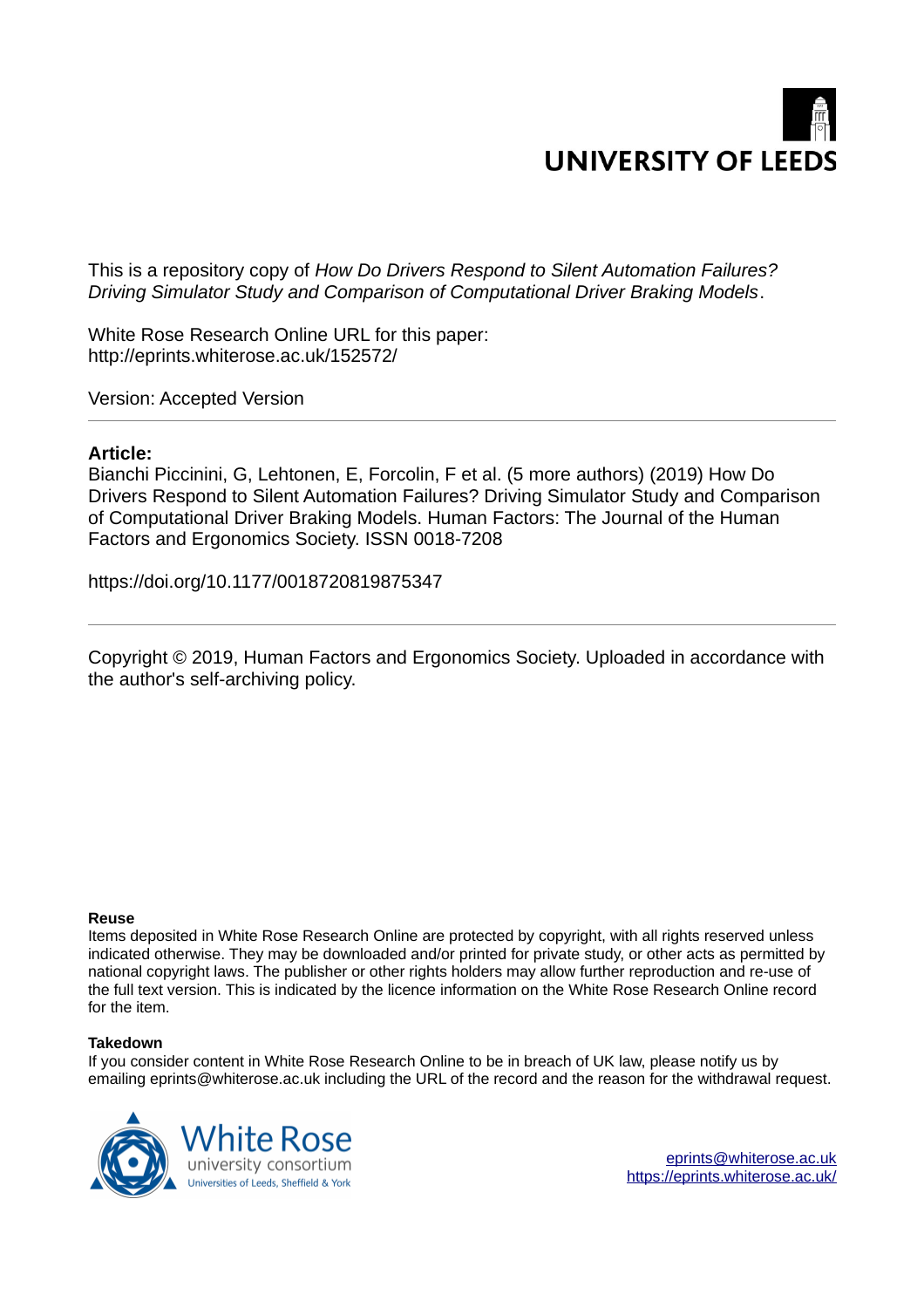UNIVERSITY OF LEEDS

This is a repository copy of *How Do Drivers Respond to Silent Automation Failures? Driving Simulator Study and Comparison of Computational Driver Braking Models*.

White Rose Research Online URL for this paper:
http://eprints.whiterose.ac.uk/152572/

Version: Accepted Version

---

**Article:**

Bianchi Piccinini, G, Lehtonen, E, Forcolin, F et al. (5 more authors) (2019) How Do Drivers Respond to Silent Automation Failures? Driving Simulator Study and Comparison of Computational Driver Braking Models. Human Factors: The Journal of the Human Factors and Ergonomics Society. ISSN 0018-7208

https://doi.org/10.1177/0018720819875347

---

Copyright © 2019, Human Factors and Ergonomics Society. Uploaded in accordance with the author's self-archiving policy.

**Reuse**

Items deposited in White Rose Research Online are protected by copyright, with all rights reserved unless indicated otherwise. They may be downloaded and/or printed for private study, or other acts as permitted by national copyright laws. The publisher or other rights holders may allow further reproduction and re-use of the full text version. This is indicated by the licence information on the White Rose Research Online record for the item.

**Takedown**

If you consider content in White Rose Research Online to be in breach of UK law, please notify us by emailing eprints@whiterose.ac.uk including the URL of the record and the reason for the withdrawal request.

White Rose university consortium
Universities of Leeds, Sheffield & York

eprints@whiterose.ac.uk
https://eprints.whiterose.ac.uk/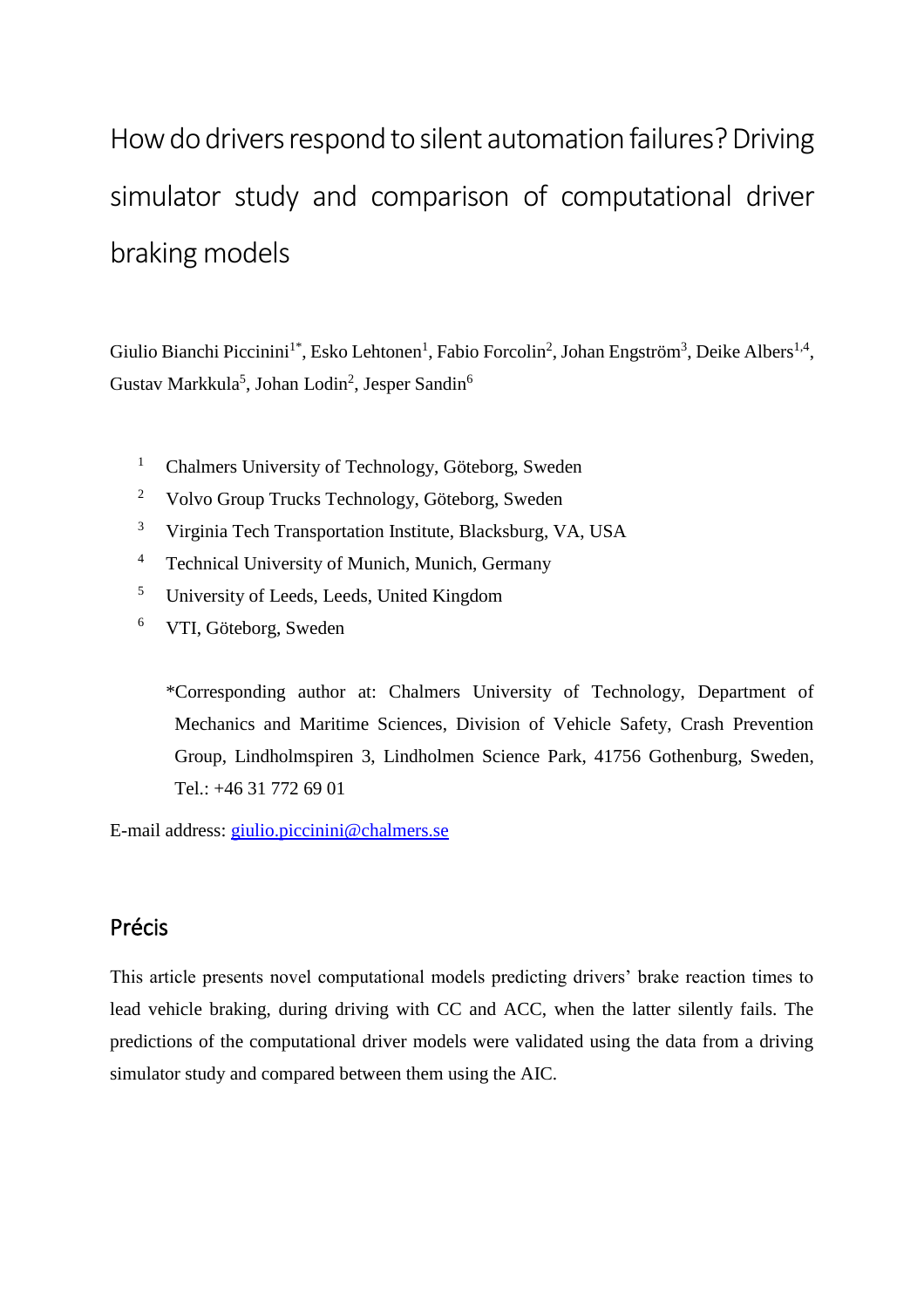# How do drivers respond to silent automation failures? Driving simulator study and comparison of computational driver braking models

Giulio Bianchi Piccinini[1*], Esko Lehtonen[1], Fabio Forcolin[2], Johan Engström[3], Deike Albers[1,4], Gustav Markkula[5], Johan Lodin[2], Jesper Sandin[6]

1. Chalmers University of Technology, Göteborg, Sweden
2. Volvo Group Trucks Technology, Göteborg, Sweden
3. Virginia Tech Transportation Institute, Blacksburg, VA, USA
4. Technical University of Munich, Munich, Germany
5. University of Leeds, Leeds, United Kingdom
6. VTI, Göteborg, Sweden

*Corresponding author at: Chalmers University of Technology, Department of Mechanics and Maritime Sciences, Division of Vehicle Safety, Crash Prevention Group, Lindholmspiren 3, Lindholmen Science Park, 41756 Gothenburg, Sweden, Tel.: +46 31 772 69 01

E-mail address: giulio.piccinini@chalmers.se

## Précis

This article presents novel computational models predicting drivers' brake reaction times to lead vehicle braking, during driving with CC and ACC, when the latter silently fails. The predictions of the computational driver models were validated using the data from a driving simulator study and compared between them using the AIC.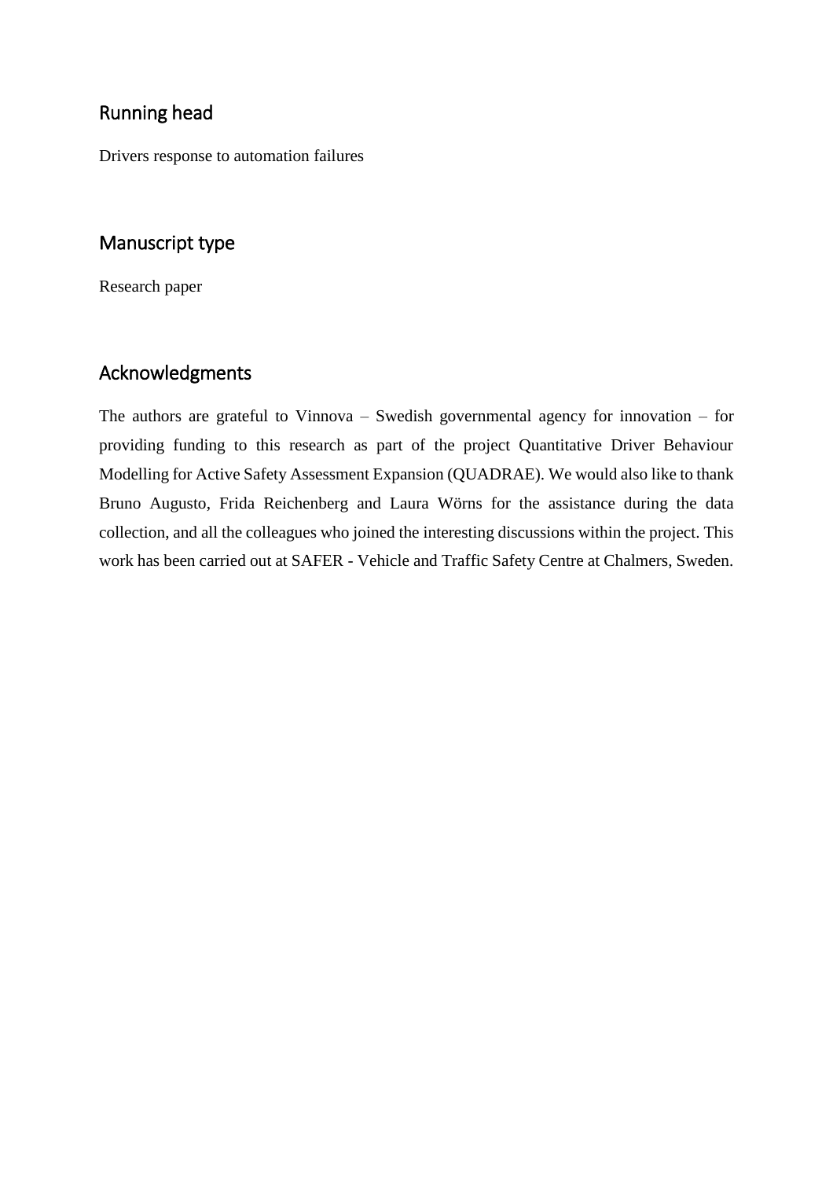## Running head

Drivers response to automation failures

## Manuscript type

Research paper

## Acknowledgments

The authors are grateful to Vinnova – Swedish governmental agency for innovation – for providing funding to this research as part of the project Quantitative Driver Behaviour Modelling for Active Safety Assessment Expansion (QUADRAE). We would also like to thank Bruno Augusto, Frida Reichenberg and Laura Wörns for the assistance during the data collection, and all the colleagues who joined the interesting discussions within the project. This work has been carried out at SAFER - Vehicle and Traffic Safety Centre at Chalmers, Sweden.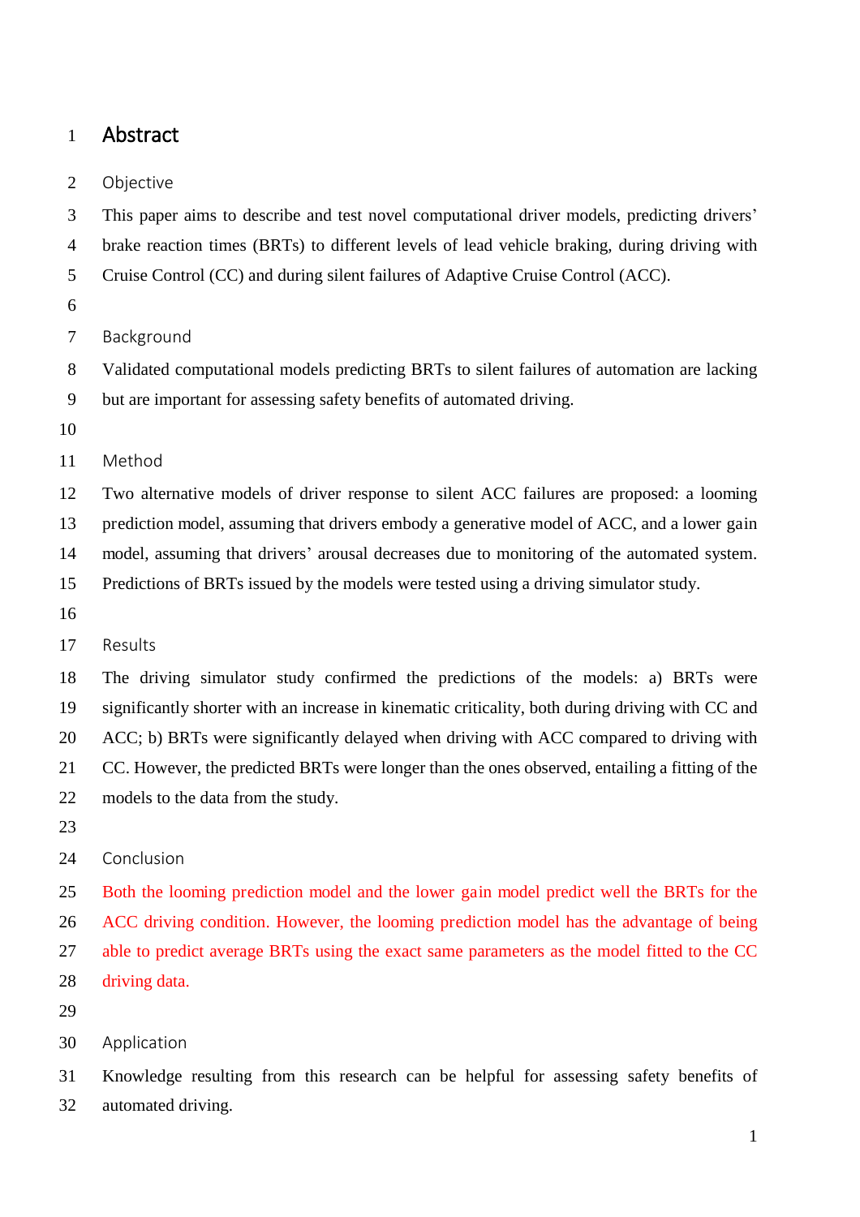# Abstract

## Objective

This paper aims to describe and test novel computational driver models, predicting drivers' brake reaction times (BRTs) to different levels of lead vehicle braking, during driving with Cruise Control (CC) and during silent failures of Adaptive Cruise Control (ACC).

## Background

Validated computational models predicting BRTs to silent failures of automation are lacking but are important for assessing safety benefits of automated driving.

## Method

Two alternative models of driver response to silent ACC failures are proposed: a looming prediction model, assuming that drivers embody a generative model of ACC, and a lower gain model, assuming that drivers' arousal decreases due to monitoring of the automated system. Predictions of BRTs issued by the models were tested using a driving simulator study.

## Results

The driving simulator study confirmed the predictions of the models: a) BRTs were significantly shorter with an increase in kinematic criticality, both during driving with CC and ACC; b) BRTs were significantly delayed when driving with ACC compared to driving with CC. However, the predicted BRTs were longer than the ones observed, entailing a fitting of the models to the data from the study.

## Conclusion

Both the looming prediction model and the lower gain model predict well the BRTs for the ACC driving condition. However, the looming prediction model has the advantage of being able to predict average BRTs using the exact same parameters as the model fitted to the CC driving data.

## Application

Knowledge resulting from this research can be helpful for assessing safety benefits of automated driving.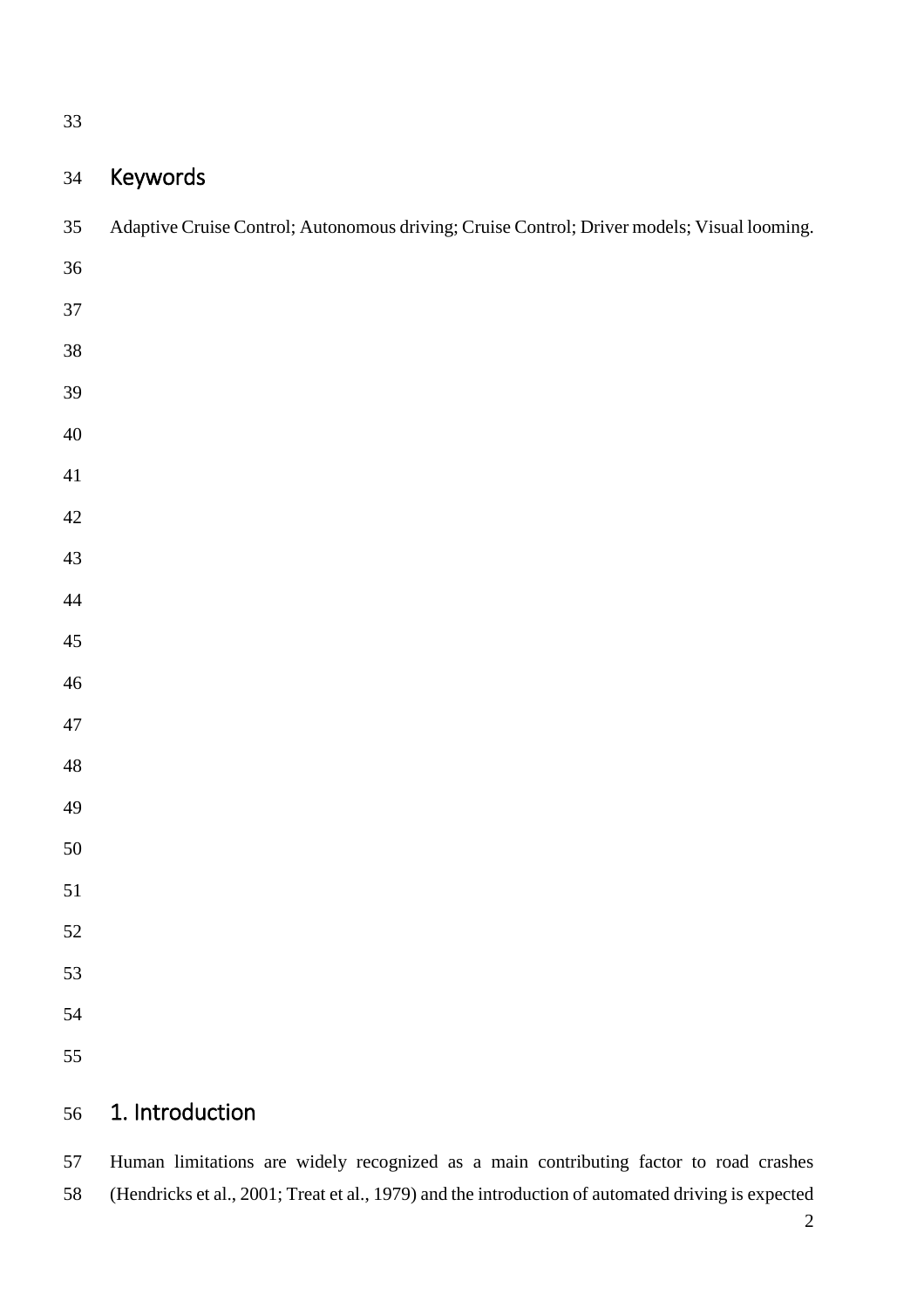## Keywords

Adaptive Cruise Control; Autonomous driving; Cruise Control; Driver models; Visual looming.

## 1. Introduction

Human limitations are widely recognized as a main contributing factor to road crashes (Hendricks et al., 2001; Treat et al., 1979) and the introduction of automated driving is expected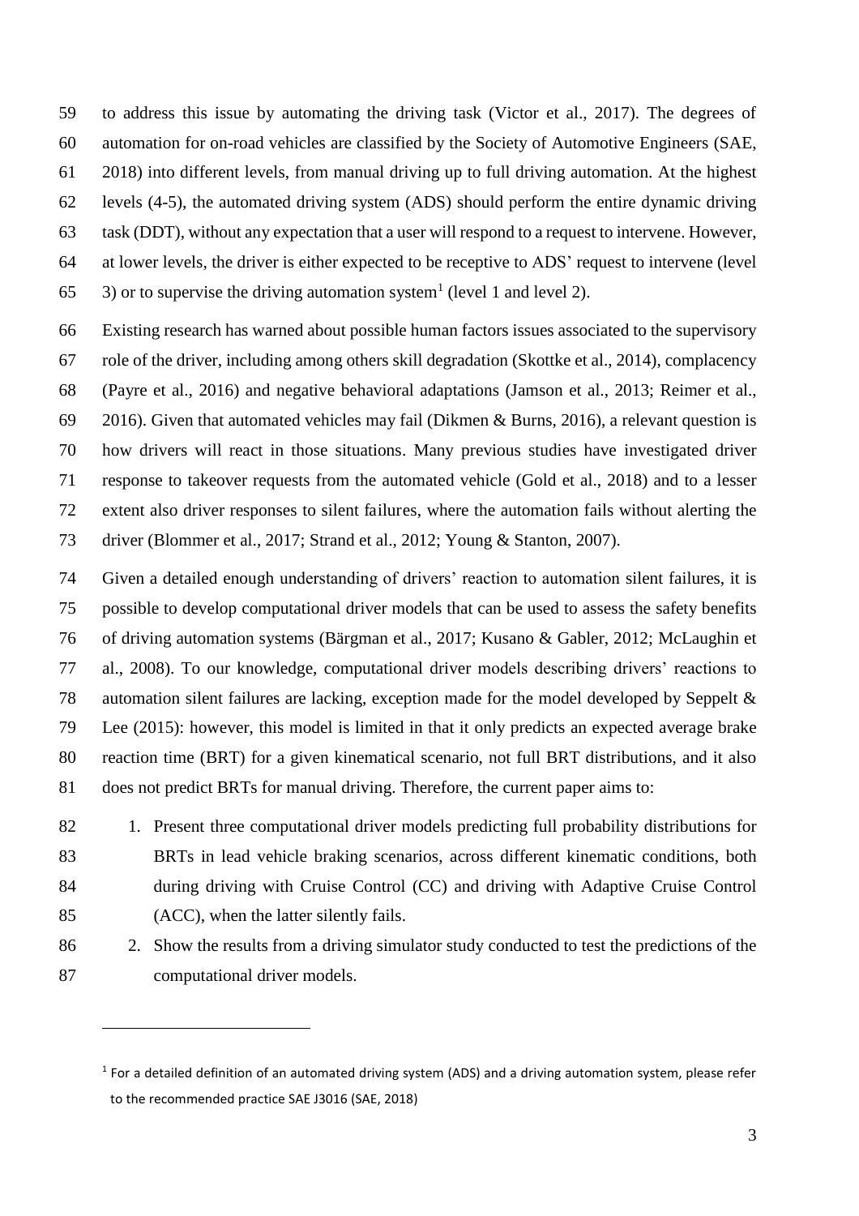to address this issue by automating the driving task (Victor et al., 2017). The degrees of automation for on-road vehicles are classified by the Society of Automotive Engineers (SAE, 2018) into different levels, from manual driving up to full driving automation. At the highest levels (4-5), the automated driving system (ADS) should perform the entire dynamic driving task (DDT), without any expectation that a user will respond to a request to intervene. However, at lower levels, the driver is either expected to be receptive to ADS' request to intervene (level 3) or to supervise the driving automation system[1] (level 1 and level 2).

Existing research has warned about possible human factors issues associated to the supervisory role of the driver, including among others skill degradation (Skottke et al., 2014), complacency (Payre et al., 2016) and negative behavioral adaptations (Jamson et al., 2013; Reimer et al., 2016). Given that automated vehicles may fail (Dikmen & Burns, 2016), a relevant question is how drivers will react in those situations. Many previous studies have investigated driver response to takeover requests from the automated vehicle (Gold et al., 2018) and to a lesser extent also driver responses to silent failures, where the automation fails without alerting the driver (Blommer et al., 2017; Strand et al., 2012; Young & Stanton, 2007).

Given a detailed enough understanding of drivers' reaction to automation silent failures, it is possible to develop computational driver models that can be used to assess the safety benefits of driving automation systems (Bärgman et al., 2017; Kusano & Gabler, 2012; McLaughin et al., 2008). To our knowledge, computational driver models describing drivers' reactions to automation silent failures are lacking, exception made for the model developed by Seppelt & Lee (2015): however, this model is limited in that it only predicts an expected average brake reaction time (BRT) for a given kinematical scenario, not full BRT distributions, and it also does not predict BRTs for manual driving. Therefore, the current paper aims to:

1. Present three computational driver models predicting full probability distributions for BRTs in lead vehicle braking scenarios, across different kinematic conditions, both during driving with Cruise Control (CC) and driving with Adaptive Cruise Control (ACC), when the latter silently fails.
2. Show the results from a driving simulator study conducted to test the predictions of the computational driver models.

[1] For a detailed definition of an automated driving system (ADS) and a driving automation system, please refer to the recommended practice SAE J3016 (SAE, 2018)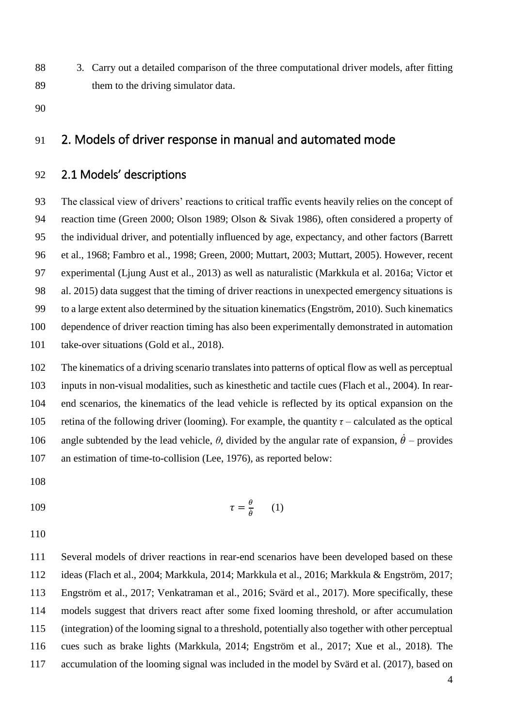3. Carry out a detailed comparison of the three computational driver models, after fitting them to the driving simulator data.

# 2. Models of driver response in manual and automated mode

## 2.1 Models' descriptions

The classical view of drivers' reactions to critical traffic events heavily relies on the concept of reaction time (Green 2000; Olson 1989; Olson & Sivak 1986), often considered a property of the individual driver, and potentially influenced by age, expectancy, and other factors (Barrett et al., 1968; Fambro et al., 1998; Green, 2000; Muttart, 2003; Muttart, 2005). However, recent experimental (Ljung Aust et al., 2013) as well as naturalistic (Markkula et al. 2016a; Victor et al. 2015) data suggest that the timing of driver reactions in unexpected emergency situations is to a large extent also determined by the situation kinematics (Engström, 2010). Such kinematics dependence of driver reaction timing has also been experimentally demonstrated in automation take-over situations (Gold et al., 2018).

The kinematics of a driving scenario translates into patterns of optical flow as well as perceptual inputs in non-visual modalities, such as kinesthetic and tactile cues (Flach et al., 2004). In rear-end scenarios, the kinematics of the lead vehicle is reflected by its optical expansion on the retina of the following driver (looming). For example, the quantity $\tau$ – calculated as the optical angle subtended by the lead vehicle, $\theta$, divided by the angular rate of expansion, $\dot{\theta}$ – provides an estimation of time-to-collision (Lee, 1976), as reported below:

$$\tau = \frac{\theta}{\dot{\theta}} \qquad (1)$$

Several models of driver reactions in rear-end scenarios have been developed based on these ideas (Flach et al., 2004; Markkula, 2014; Markkula et al., 2016; Markkula & Engström, 2017; Engström et al., 2017; Venkatraman et al., 2016; Svärd et al., 2017). More specifically, these models suggest that drivers react after some fixed looming threshold, or after accumulation (integration) of the looming signal to a threshold, potentially also together with other perceptual cues such as brake lights (Markkula, 2014; Engström et al., 2017; Xue et al., 2018). The accumulation of the looming signal was included in the model by Svärd et al. (2017), based on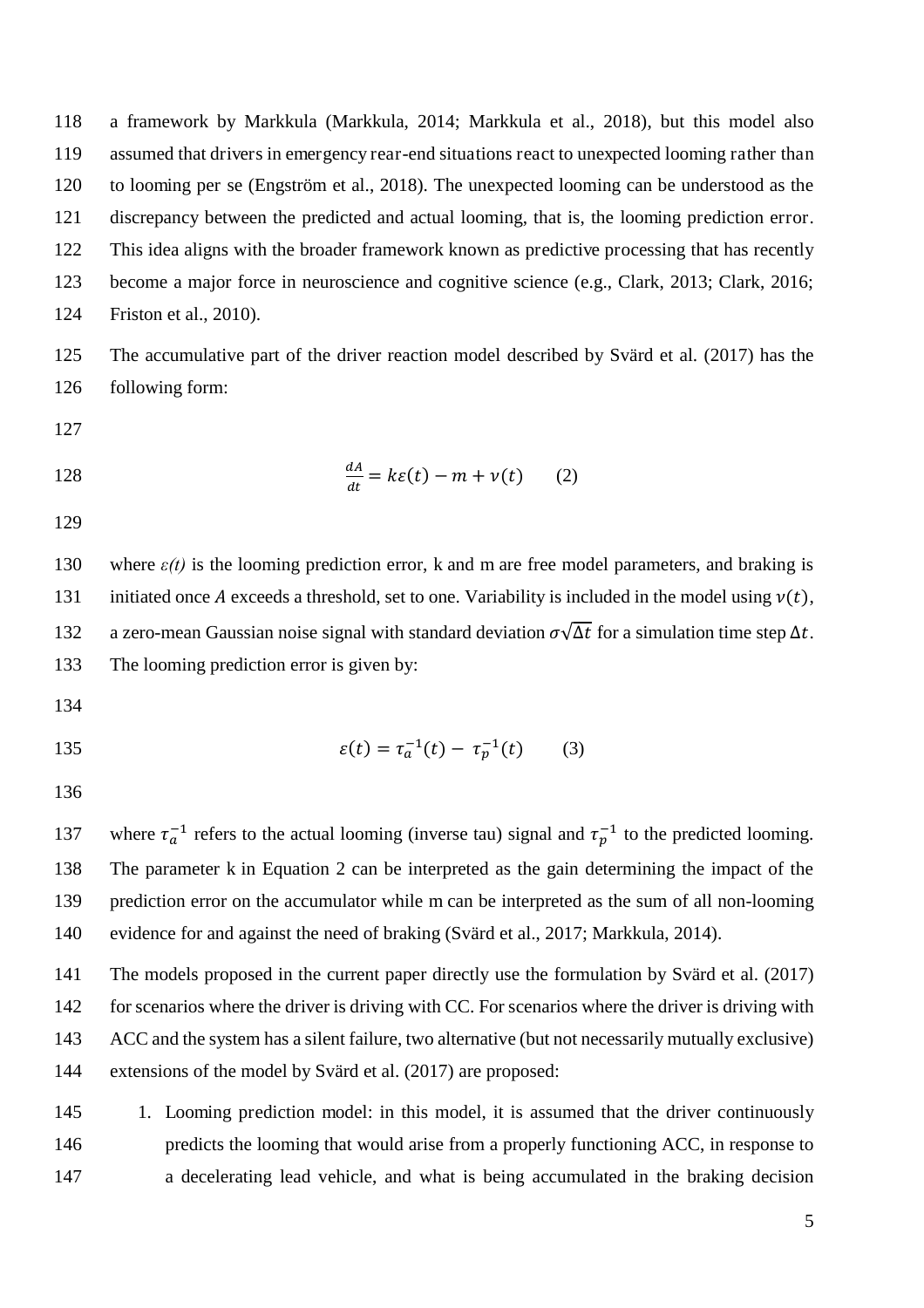a framework by Markkula (Markkula, 2014; Markkula et al., 2018), but this model also assumed that drivers in emergency rear-end situations react to unexpected looming rather than to looming per se (Engström et al., 2018). The unexpected looming can be understood as the discrepancy between the predicted and actual looming, that is, the looming prediction error. This idea aligns with the broader framework known as predictive processing that has recently become a major force in neuroscience and cognitive science (e.g., Clark, 2013; Clark, 2016; Friston et al., 2010).

The accumulative part of the driver reaction model described by Svärd et al. (2017) has the following form:

$$\frac{dA}{dt} = k\varepsilon(t) - m + \nu(t) \qquad (2)$$

where $\varepsilon(t)$ is the looming prediction error, k and m are free model parameters, and braking is initiated once $A$ exceeds a threshold, set to one. Variability is included in the model using $\nu(t)$, a zero-mean Gaussian noise signal with standard deviation $\sigma\sqrt{\Delta t}$ for a simulation time step $\Delta t$. The looming prediction error is given by:

$$\varepsilon(t) = \tau_a^{-1}(t) - \tau_p^{-1}(t) \qquad (3)$$

where $\tau_a^{-1}$ refers to the actual looming (inverse tau) signal and $\tau_p^{-1}$ to the predicted looming. The parameter k in Equation 2 can be interpreted as the gain determining the impact of the prediction error on the accumulator while m can be interpreted as the sum of all non-looming evidence for and against the need of braking (Svärd et al., 2017; Markkula, 2014).

The models proposed in the current paper directly use the formulation by Svärd et al. (2017) for scenarios where the driver is driving with CC. For scenarios where the driver is driving with ACC and the system has a silent failure, two alternative (but not necessarily mutually exclusive) extensions of the model by Svärd et al. (2017) are proposed:

1. Looming prediction model: in this model, it is assumed that the driver continuously predicts the looming that would arise from a properly functioning ACC, in response to a decelerating lead vehicle, and what is being accumulated in the braking decision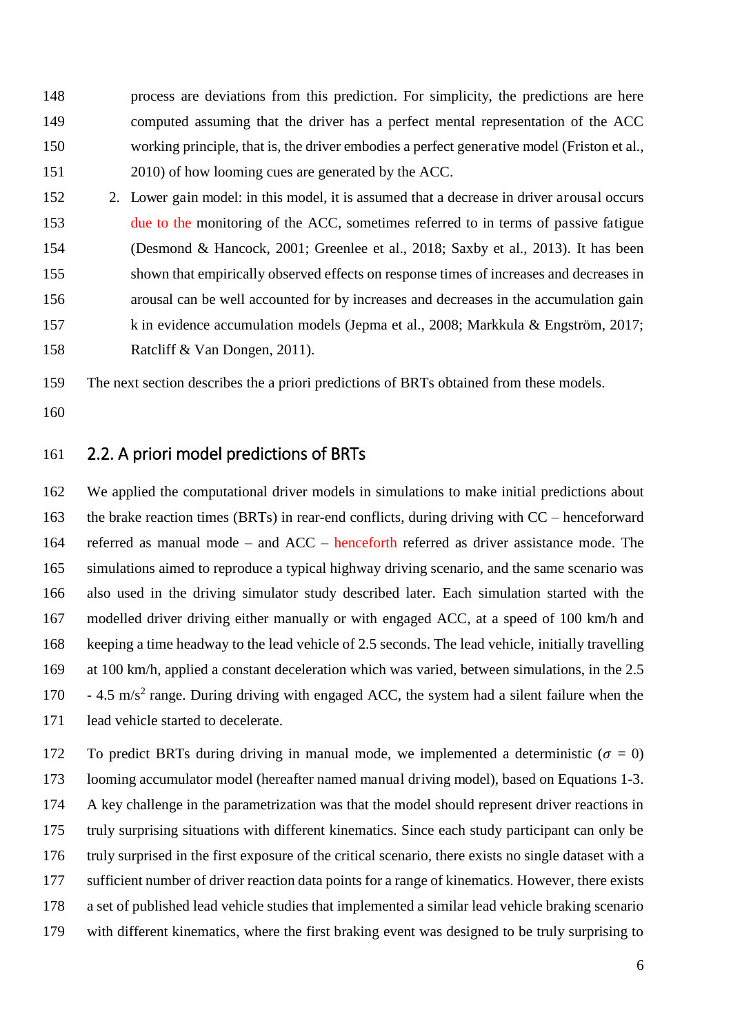process are deviations from this prediction. For simplicity, the predictions are here computed assuming that the driver has a perfect mental representation of the ACC working principle, that is, the driver embodies a perfect generative model (Friston et al., 2010) of how looming cues are generated by the ACC.

2. Lower gain model: in this model, it is assumed that a decrease in driver arousal occurs due to the monitoring of the ACC, sometimes referred to in terms of passive fatigue (Desmond & Hancock, 2001; Greenlee et al., 2018; Saxby et al., 2013). It has been shown that empirically observed effects on response times of increases and decreases in arousal can be well accounted for by increases and decreases in the accumulation gain k in evidence accumulation models (Jepma et al., 2008; Markkula & Engström, 2017; Ratcliff & Van Dongen, 2011).

The next section describes the a priori predictions of BRTs obtained from these models.

## 2.2. A priori model predictions of BRTs

We applied the computational driver models in simulations to make initial predictions about the brake reaction times (BRTs) in rear-end conflicts, during driving with CC – henceforward referred as manual mode – and ACC – henceforth referred as driver assistance mode. The simulations aimed to reproduce a typical highway driving scenario, and the same scenario was also used in the driving simulator study described later. Each simulation started with the modelled driver driving either manually or with engaged ACC, at a speed of 100 km/h and keeping a time headway to the lead vehicle of 2.5 seconds. The lead vehicle, initially travelling at 100 km/h, applied a constant deceleration which was varied, between simulations, in the 2.5 - 4.5 m/s$^2$ range. During driving with engaged ACC, the system had a silent failure when the lead vehicle started to decelerate.

To predict BRTs during driving in manual mode, we implemented a deterministic ($\sigma$ = 0) looming accumulator model (hereafter named manual driving model), based on Equations 1-3. A key challenge in the parametrization was that the model should represent driver reactions in truly surprising situations with different kinematics. Since each study participant can only be truly surprised in the first exposure of the critical scenario, there exists no single dataset with a sufficient number of driver reaction data points for a range of kinematics. However, there exists a set of published lead vehicle studies that implemented a similar lead vehicle braking scenario with different kinematics, where the first braking event was designed to be truly surprising to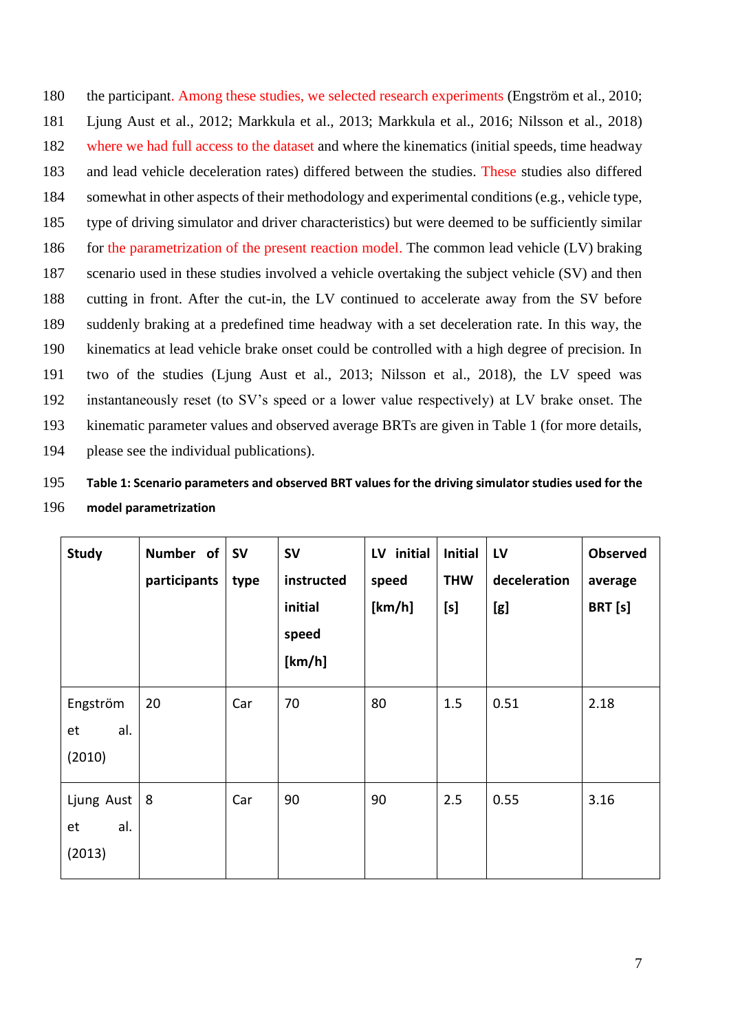the participant. Among these studies, we selected research experiments (Engström et al., 2010; Ljung Aust et al., 2012; Markkula et al., 2013; Markkula et al., 2016; Nilsson et al., 2018) where we had full access to the dataset and where the kinematics (initial speeds, time headway and lead vehicle deceleration rates) differed between the studies. These studies also differed somewhat in other aspects of their methodology and experimental conditions (e.g., vehicle type, type of driving simulator and driver characteristics) but were deemed to be sufficiently similar for the parametrization of the present reaction model. The common lead vehicle (LV) braking scenario used in these studies involved a vehicle overtaking the subject vehicle (SV) and then cutting in front. After the cut-in, the LV continued to accelerate away from the SV before suddenly braking at a predefined time headway with a set deceleration rate. In this way, the kinematics at lead vehicle brake onset could be controlled with a high degree of precision. In two of the studies (Ljung Aust et al., 2013; Nilsson et al., 2018), the LV speed was instantaneously reset (to SV's speed or a lower value respectively) at LV brake onset. The kinematic parameter values and observed average BRTs are given in Table 1 (for more details, please see the individual publications).

**Table 1: Scenario parameters and observed BRT values for the driving simulator studies used for the model parametrization**

| Study | Number of participants | SV type | SV instructed initial speed [km/h] | LV initial speed [km/h] | Initial THW [s] | LV deceleration [g] | Observed average BRT [s] |
|---|---|---|---|---|---|---|---|
| Engström et al. (2010) | 20 | Car | 70 | 80 | 1.5 | 0.51 | 2.18 |
| Ljung Aust et al. (2013) | 8 | Car | 90 | 90 | 2.5 | 0.55 | 3.16 |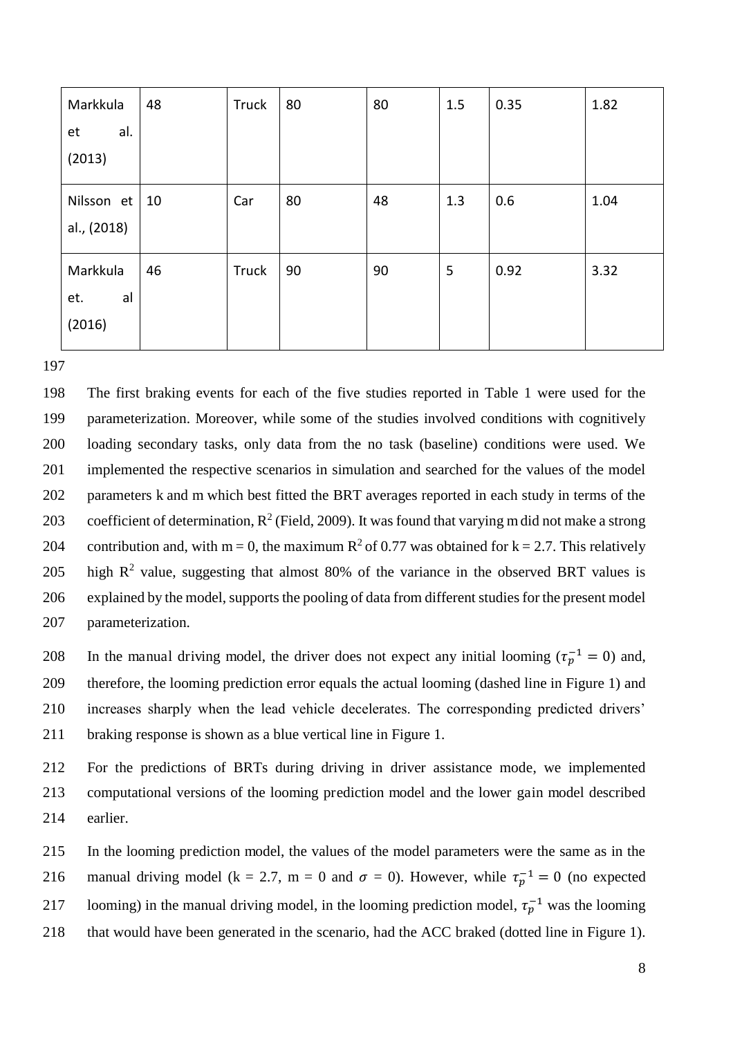| Markkula et al. (2013) | 48 | Truck | 80 | 80 | 1.5 | 0.35 | 1.82 |
|---|---|---|---|---|---|---|---|
| Nilsson et al., (2018) | 10 | Car | 80 | 48 | 1.3 | 0.6 | 1.04 |
| Markkula et. al (2016) | 46 | Truck | 90 | 90 | 5 | 0.92 | 3.32 |

The first braking events for each of the five studies reported in Table 1 were used for the parameterization. Moreover, while some of the studies involved conditions with cognitively loading secondary tasks, only data from the no task (baseline) conditions were used. We implemented the respective scenarios in simulation and searched for the values of the model parameters k and m which best fitted the BRT averages reported in each study in terms of the coefficient of determination, $R^2$ (Field, 2009). It was found that varying m did not make a strong contribution and, with m = 0, the maximum $R^2$ of 0.77 was obtained for k = 2.7. This relatively high $R^2$ value, suggesting that almost 80% of the variance in the observed BRT values is explained by the model, supports the pooling of data from different studies for the present model parameterization.

In the manual driving model, the driver does not expect any initial looming ($\tau_p^{-1} = 0$) and, therefore, the looming prediction error equals the actual looming (dashed line in Figure 1) and increases sharply when the lead vehicle decelerates. The corresponding predicted drivers' braking response is shown as a blue vertical line in Figure 1.

For the predictions of BRTs during driving in driver assistance mode, we implemented computational versions of the looming prediction model and the lower gain model described earlier.

In the looming prediction model, the values of the model parameters were the same as in the manual driving model (k = 2.7, m = 0 and $\sigma$ = 0). However, while $\tau_p^{-1} = 0$ (no expected looming) in the manual driving model, in the looming prediction model, $\tau_p^{-1}$ was the looming that would have been generated in the scenario, had the ACC braked (dotted line in Figure 1).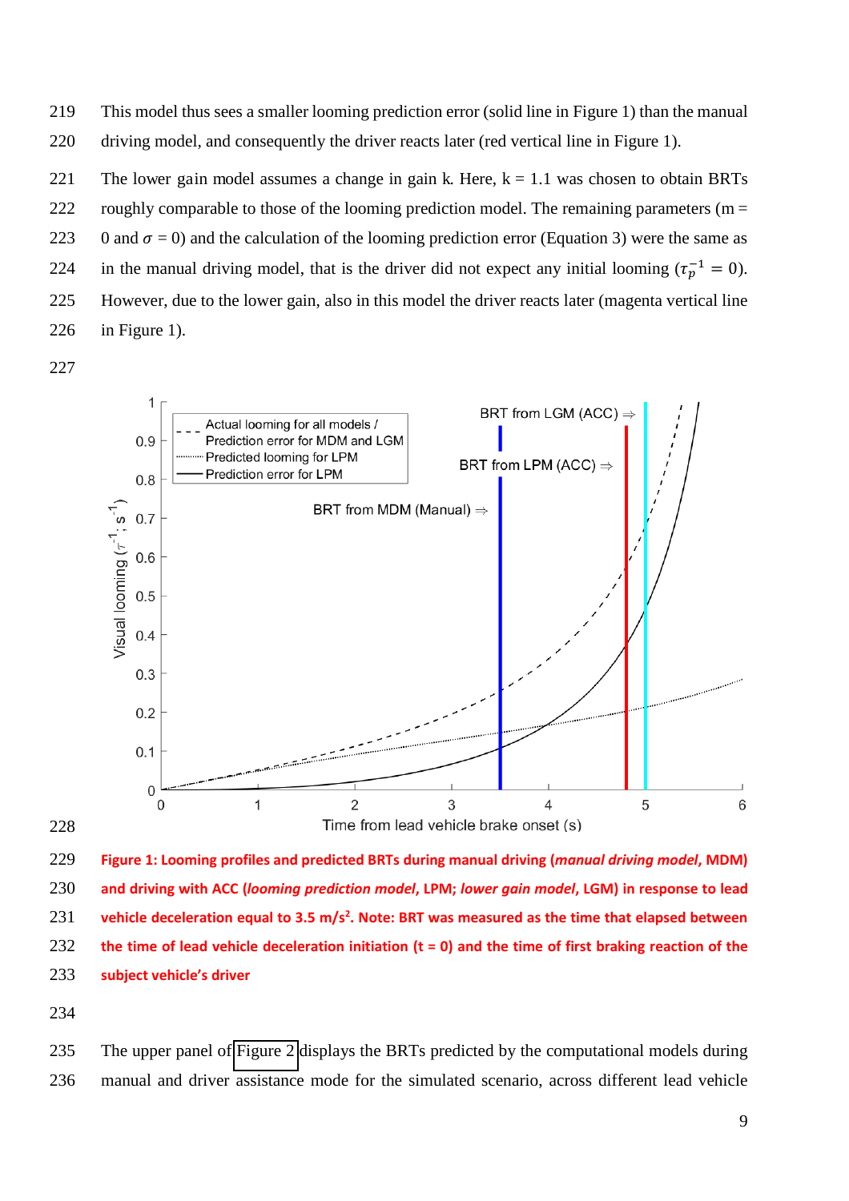This model thus sees a smaller looming prediction error (solid line in Figure 1) than the manual driving model, and consequently the driver reacts later (red vertical line in Figure 1).

The lower gain model assumes a change in gain k. Here, k = 1.1 was chosen to obtain BRTs roughly comparable to those of the looming prediction model. The remaining parameters (m = 0 and $\sigma$ = 0) and the calculation of the looming prediction error (Equation 3) were the same as in the manual driving model, that is the driver did not expect any initial looming ($\tau_p^{-1} = 0$). However, due to the lower gain, also in this model the driver reacts later (magenta vertical line in Figure 1).

**Figure 1: Looming profiles and predicted BRTs during manual driving (*manual driving model*, MDM) and driving with ACC (*looming prediction model*, LPM; *lower gain model*, LGM) in response to lead vehicle deceleration equal to 3.5 m/s². Note: BRT was measured as the time that elapsed between the time of lead vehicle deceleration initiation (t = 0) and the time of first braking reaction of the subject vehicle's driver**

The upper panel of Figure 2 displays the BRTs predicted by the computational models during manual and driver assistance mode for the simulated scenario, across different lead vehicle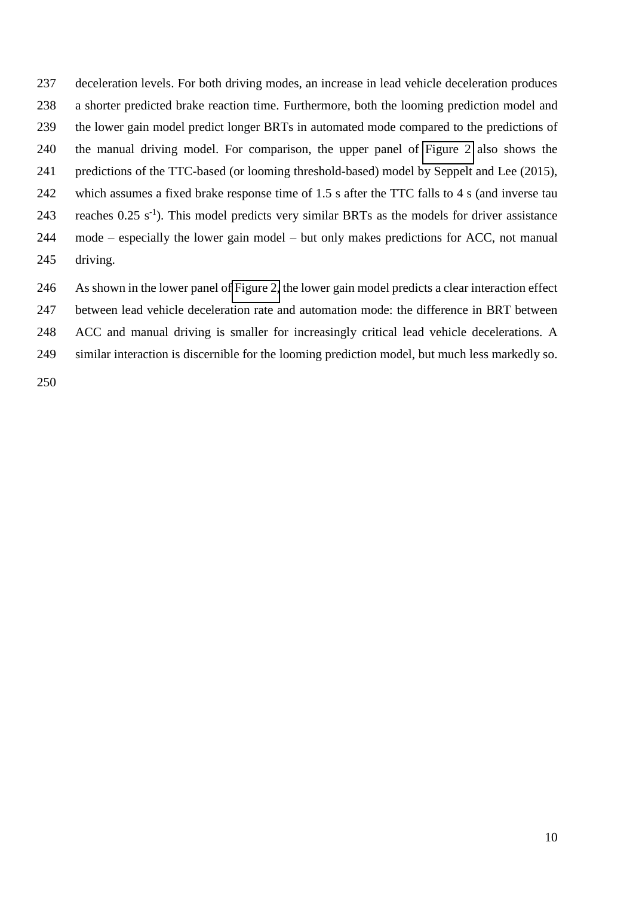deceleration levels. For both driving modes, an increase in lead vehicle deceleration produces a shorter predicted brake reaction time. Furthermore, both the looming prediction model and the lower gain model predict longer BRTs in automated mode compared to the predictions of the manual driving model. For comparison, the upper panel of Figure 2 also shows the predictions of the TTC-based (or looming threshold-based) model by Seppelt and Lee (2015), which assumes a fixed brake response time of 1.5 s after the TTC falls to 4 s (and inverse tau reaches 0.25 $s^{-1}$). This model predicts very similar BRTs as the models for driver assistance mode – especially the lower gain model – but only makes predictions for ACC, not manual driving.

As shown in the lower panel of Figure 2, the lower gain model predicts a clear interaction effect between lead vehicle deceleration rate and automation mode: the difference in BRT between ACC and manual driving is smaller for increasingly critical lead vehicle decelerations. A similar interaction is discernible for the looming prediction model, but much less markedly so.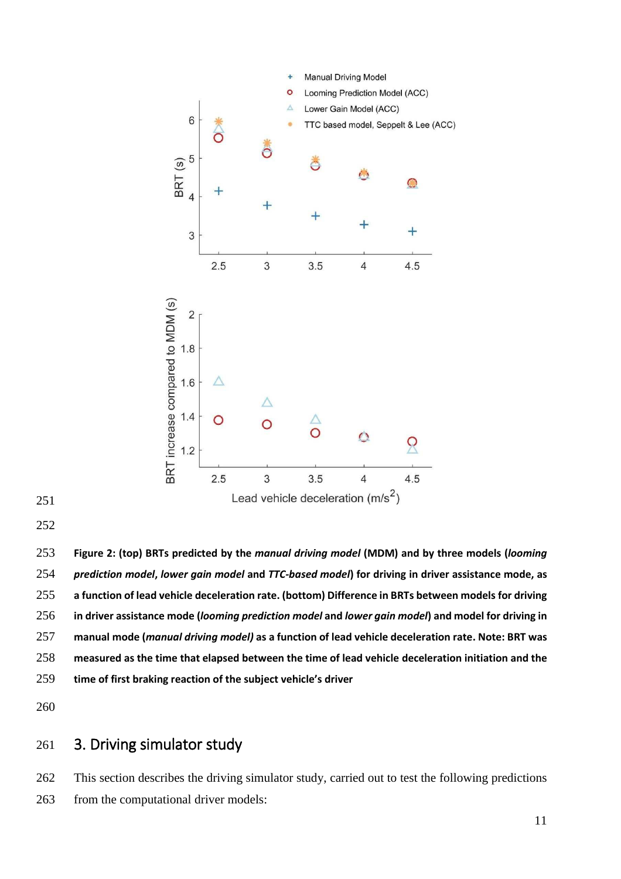**Figure 2: (top) BRTs predicted by the *manual driving model* (MDM) and by three models (*looming prediction model*, *lower gain model* and *TTC-based model*) for driving in driver assistance mode, as a function of lead vehicle deceleration rate. (bottom) Difference in BRTs between models for driving in driver assistance mode (*looming prediction model* and *lower gain model*) and model for driving in manual mode (*manual driving model)* as a function of lead vehicle deceleration rate. Note: BRT was measured as the time that elapsed between the time of lead vehicle deceleration initiation and the time of first braking reaction of the subject vehicle's driver**

## 3. Driving simulator study

This section describes the driving simulator study, carried out to test the following predictions from the computational driver models: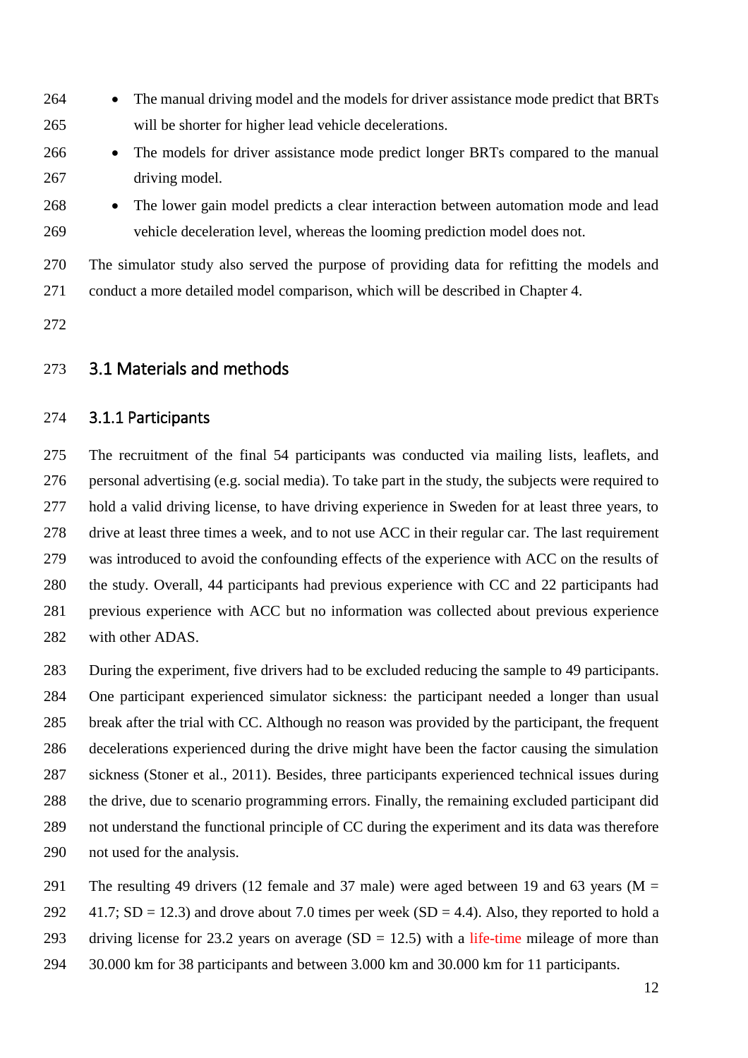- The manual driving model and the models for driver assistance mode predict that BRTs will be shorter for higher lead vehicle decelerations.
- The models for driver assistance mode predict longer BRTs compared to the manual driving model.
- The lower gain model predicts a clear interaction between automation mode and lead vehicle deceleration level, whereas the looming prediction model does not.

The simulator study also served the purpose of providing data for refitting the models and conduct a more detailed model comparison, which will be described in Chapter 4.

## 3.1 Materials and methods

### 3.1.1 Participants

The recruitment of the final 54 participants was conducted via mailing lists, leaflets, and personal advertising (e.g. social media). To take part in the study, the subjects were required to hold a valid driving license, to have driving experience in Sweden for at least three years, to drive at least three times a week, and to not use ACC in their regular car. The last requirement was introduced to avoid the confounding effects of the experience with ACC on the results of the study. Overall, 44 participants had previous experience with CC and 22 participants had previous experience with ACC but no information was collected about previous experience with other ADAS.

During the experiment, five drivers had to be excluded reducing the sample to 49 participants. One participant experienced simulator sickness: the participant needed a longer than usual break after the trial with CC. Although no reason was provided by the participant, the frequent decelerations experienced during the drive might have been the factor causing the simulation sickness (Stoner et al., 2011). Besides, three participants experienced technical issues during the drive, due to scenario programming errors. Finally, the remaining excluded participant did not understand the functional principle of CC during the experiment and its data was therefore not used for the analysis.

The resulting 49 drivers (12 female and 37 male) were aged between 19 and 63 years (M = 41.7; SD = 12.3) and drove about 7.0 times per week (SD = 4.4). Also, they reported to hold a driving license for 23.2 years on average (SD = 12.5) with a life-time mileage of more than 30.000 km for 38 participants and between 3.000 km and 30.000 km for 11 participants.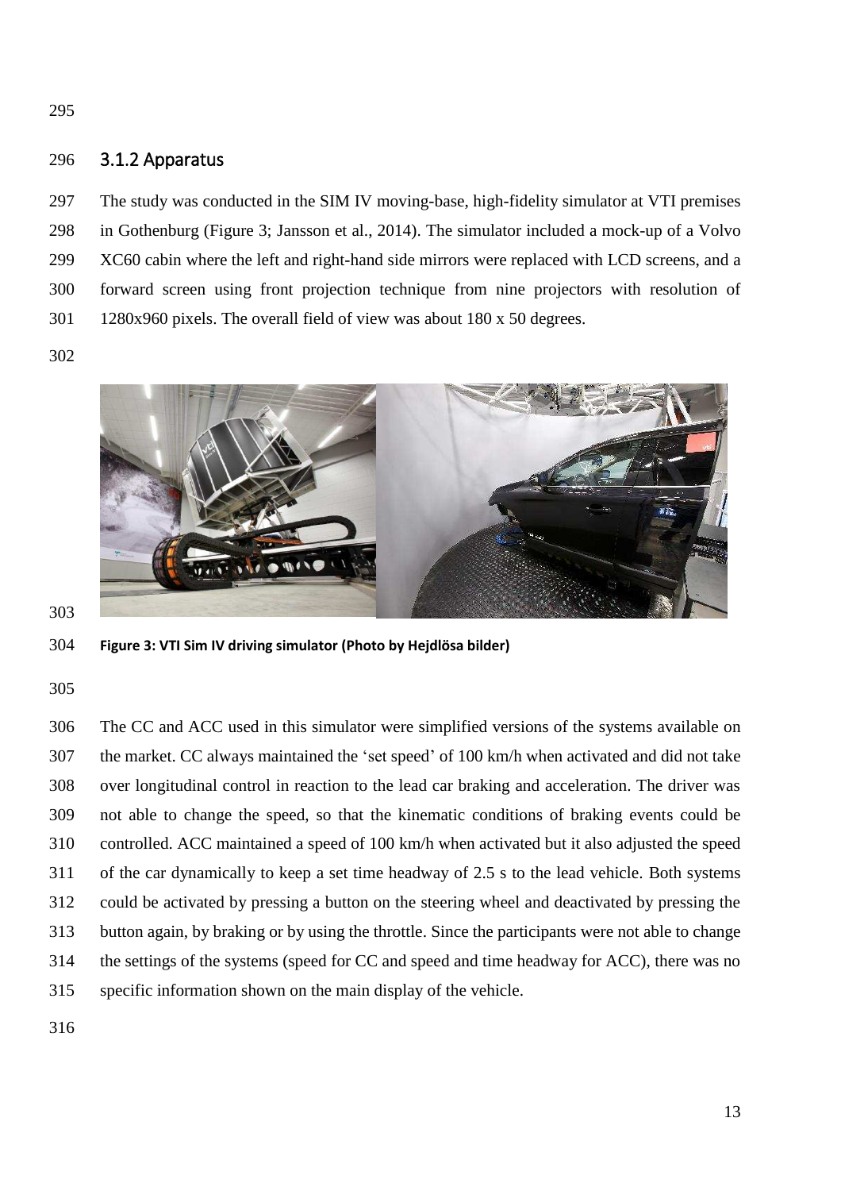### 3.1.2 Apparatus

The study was conducted in the SIM IV moving-base, high-fidelity simulator at VTI premises in Gothenburg (Figure 3; Jansson et al., 2014). The simulator included a mock-up of a Volvo XC60 cabin where the left and right-hand side mirrors were replaced with LCD screens, and a forward screen using front projection technique from nine projectors with resolution of 1280x960 pixels. The overall field of view was about 180 x 50 degrees.

**Figure 3: VTI Sim IV driving simulator (Photo by Hejdlösa bilder)**

The CC and ACC used in this simulator were simplified versions of the systems available on the market. CC always maintained the 'set speed' of 100 km/h when activated and did not take over longitudinal control in reaction to the lead car braking and acceleration. The driver was not able to change the speed, so that the kinematic conditions of braking events could be controlled. ACC maintained a speed of 100 km/h when activated but it also adjusted the speed of the car dynamically to keep a set time headway of 2.5 s to the lead vehicle. Both systems could be activated by pressing a button on the steering wheel and deactivated by pressing the button again, by braking or by using the throttle. Since the participants were not able to change the settings of the systems (speed for CC and speed and time headway for ACC), there was no specific information shown on the main display of the vehicle.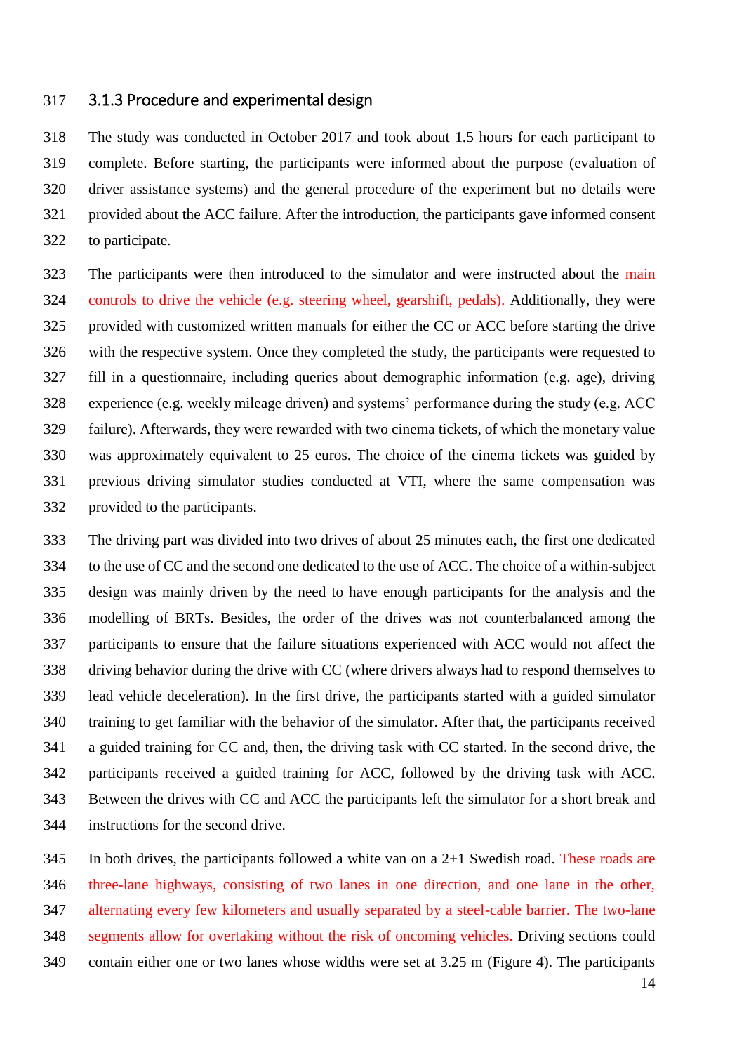### 3.1.3 Procedure and experimental design

The study was conducted in October 2017 and took about 1.5 hours for each participant to complete. Before starting, the participants were informed about the purpose (evaluation of driver assistance systems) and the general procedure of the experiment but no details were provided about the ACC failure. After the introduction, the participants gave informed consent to participate.

The participants were then introduced to the simulator and were instructed about the main controls to drive the vehicle (e.g. steering wheel, gearshift, pedals). Additionally, they were provided with customized written manuals for either the CC or ACC before starting the drive with the respective system. Once they completed the study, the participants were requested to fill in a questionnaire, including queries about demographic information (e.g. age), driving experience (e.g. weekly mileage driven) and systems' performance during the study (e.g. ACC failure). Afterwards, they were rewarded with two cinema tickets, of which the monetary value was approximately equivalent to 25 euros. The choice of the cinema tickets was guided by previous driving simulator studies conducted at VTI, where the same compensation was provided to the participants.

The driving part was divided into two drives of about 25 minutes each, the first one dedicated to the use of CC and the second one dedicated to the use of ACC. The choice of a within-subject design was mainly driven by the need to have enough participants for the analysis and the modelling of BRTs. Besides, the order of the drives was not counterbalanced among the participants to ensure that the failure situations experienced with ACC would not affect the driving behavior during the drive with CC (where drivers always had to respond themselves to lead vehicle deceleration). In the first drive, the participants started with a guided simulator training to get familiar with the behavior of the simulator. After that, the participants received a guided training for CC and, then, the driving task with CC started. In the second drive, the participants received a guided training for ACC, followed by the driving task with ACC. Between the drives with CC and ACC the participants left the simulator for a short break and instructions for the second drive.

In both drives, the participants followed a white van on a 2+1 Swedish road. These roads are three-lane highways, consisting of two lanes in one direction, and one lane in the other, alternating every few kilometers and usually separated by a steel-cable barrier. The two-lane segments allow for overtaking without the risk of oncoming vehicles. Driving sections could contain either one or two lanes whose widths were set at 3.25 m (Figure 4). The participants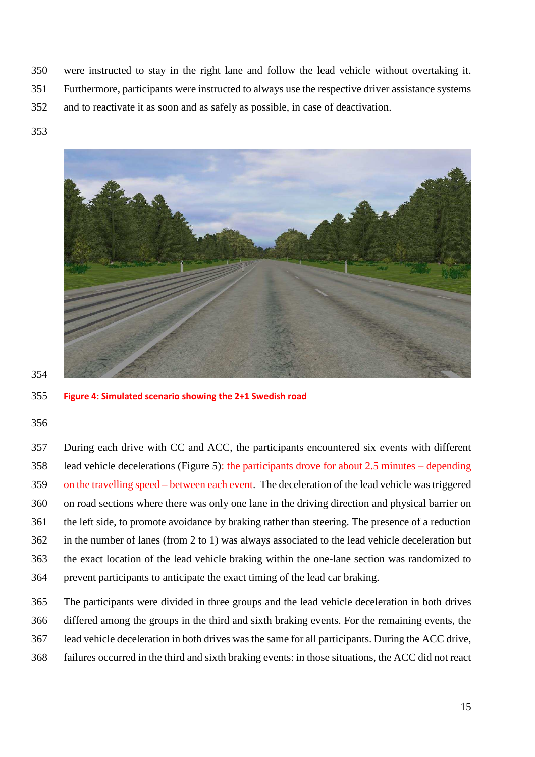were instructed to stay in the right lane and follow the lead vehicle without overtaking it. Furthermore, participants were instructed to always use the respective driver assistance systems and to reactivate it as soon and as safely as possible, in case of deactivation.

**Figure 4: Simulated scenario showing the 2+1 Swedish road**

During each drive with CC and ACC, the participants encountered six events with different lead vehicle decelerations (Figure 5): the participants drove for about 2.5 minutes – depending on the travelling speed – between each event. The deceleration of the lead vehicle was triggered on road sections where there was only one lane in the driving direction and physical barrier on the left side, to promote avoidance by braking rather than steering. The presence of a reduction in the number of lanes (from 2 to 1) was always associated to the lead vehicle deceleration but the exact location of the lead vehicle braking within the one-lane section was randomized to prevent participants to anticipate the exact timing of the lead car braking.

The participants were divided in three groups and the lead vehicle deceleration in both drives differed among the groups in the third and sixth braking events. For the remaining events, the lead vehicle deceleration in both drives was the same for all participants. During the ACC drive, failures occurred in the third and sixth braking events: in those situations, the ACC did not react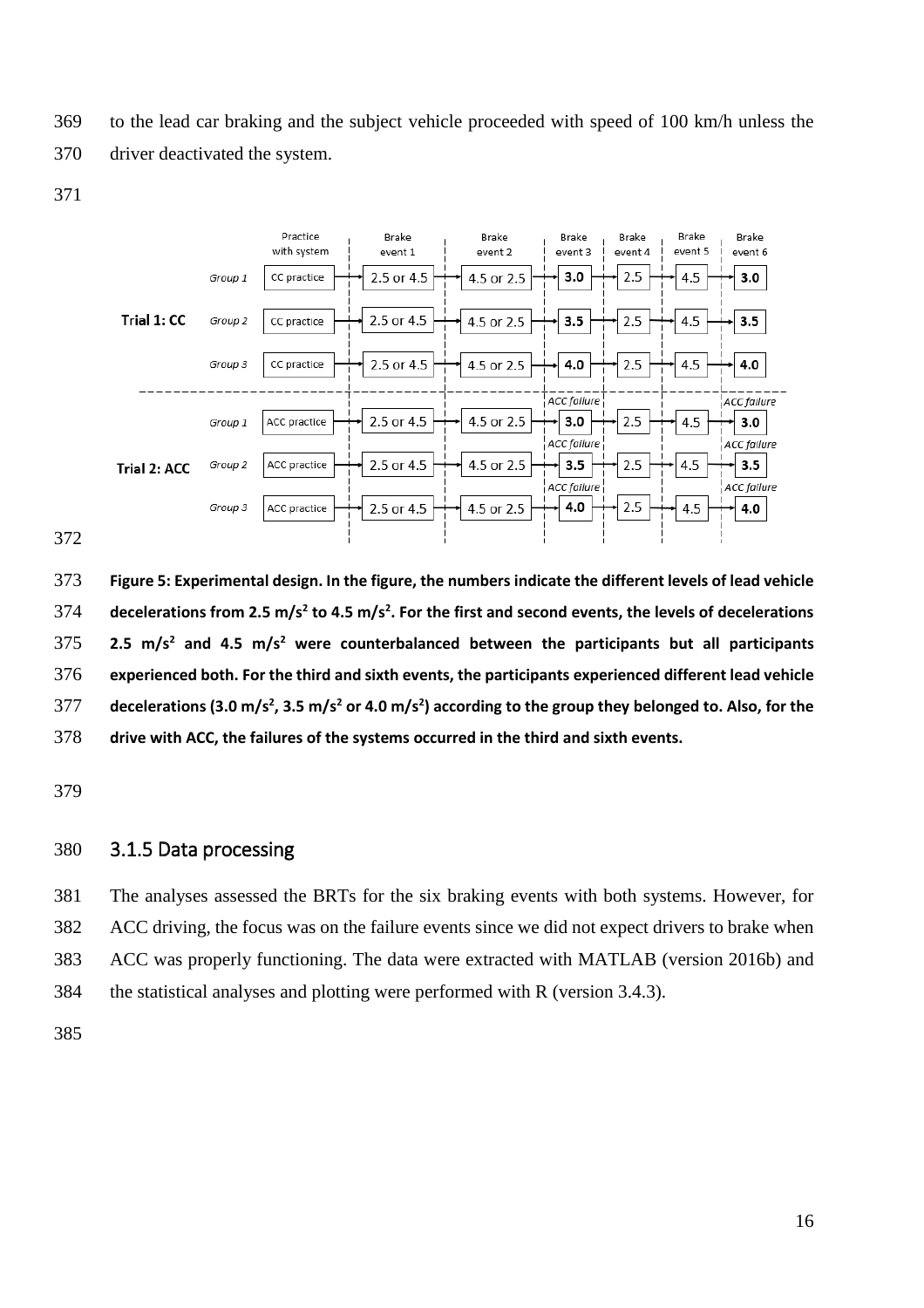to the lead car braking and the subject vehicle proceeded with speed of 100 km/h unless the driver deactivated the system.

| | | Practice with system | Brake event 1 | Brake event 2 | Brake event 3 | Brake event 4 | Brake event 5 | Brake event 6 |
|---|---|---|---|---|---|---|---|---|
| Trial 1: CC | Group 1 | CC practice | 2.5 or 4.5 | 4.5 or 2.5 | **3.0** | 2.5 | 4.5 | **3.0** |
| | Group 2 | CC practice | 2.5 or 4.5 | 4.5 or 2.5 | **3.5** | 2.5 | 4.5 | **3.5** |
| | Group 3 | CC practice | 2.5 or 4.5 | 4.5 or 2.5 | **4.0** | 2.5 | 4.5 | **4.0** |
| Trial 2: ACC | Group 1 | ACC practice | 2.5 or 4.5 | 4.5 or 2.5 | *ACC failure* **3.0** | 2.5 | 4.5 | *ACC failure* **3.0** |
| | Group 2 | ACC practice | 2.5 or 4.5 | 4.5 or 2.5 | *ACC failure* **3.5** | 2.5 | 4.5 | *ACC failure* **3.5** |
| | Group 3 | ACC practice | 2.5 or 4.5 | 4.5 or 2.5 | *ACC failure* **4.0** | 2.5 | 4.5 | *ACC failure* **4.0** |

**Figure 5: Experimental design. In the figure, the numbers indicate the different levels of lead vehicle decelerations from 2.5 m/s² to 4.5 m/s². For the first and second events, the levels of decelerations 2.5 m/s² and 4.5 m/s² were counterbalanced between the participants but all participants experienced both. For the third and sixth events, the participants experienced different lead vehicle decelerations (3.0 m/s², 3.5 m/s² or 4.0 m/s²) according to the group they belonged to. Also, for the drive with ACC, the failures of the systems occurred in the third and sixth events.**

### 3.1.5 Data processing

The analyses assessed the BRTs for the six braking events with both systems. However, for ACC driving, the focus was on the failure events since we did not expect drivers to brake when ACC was properly functioning. The data were extracted with MATLAB (version 2016b) and the statistical analyses and plotting were performed with R (version 3.4.3).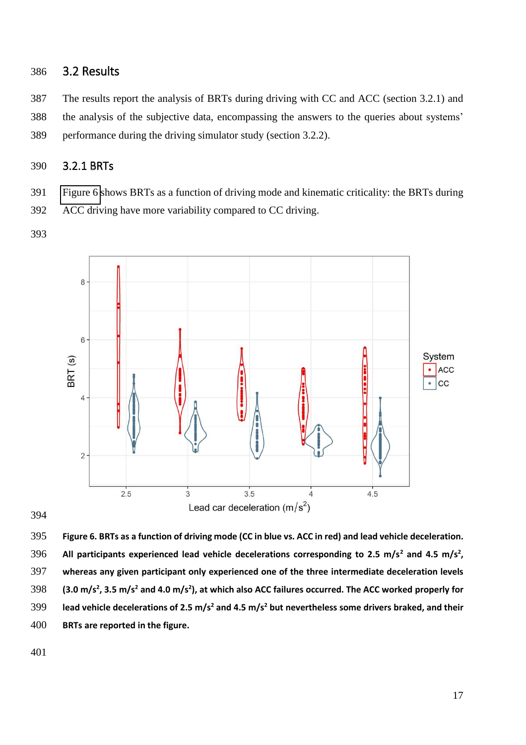## 3.2 Results

The results report the analysis of BRTs during driving with CC and ACC (section 3.2.1) and the analysis of the subjective data, encompassing the answers to the queries about systems' performance during the driving simulator study (section 3.2.2).

### 3.2.1 BRTs

Figure 6 shows BRTs as a function of driving mode and kinematic criticality: the BRTs during ACC driving have more variability compared to CC driving.

**Figure 6. BRTs as a function of driving mode (CC in blue vs. ACC in red) and lead vehicle deceleration. All participants experienced lead vehicle decelerations corresponding to 2.5 m/s² and 4.5 m/s², whereas any given participant only experienced one of the three intermediate deceleration levels (3.0 m/s², 3.5 m/s² and 4.0 m/s²), at which also ACC failures occurred. The ACC worked properly for lead vehicle decelerations of 2.5 m/s² and 4.5 m/s² but nevertheless some drivers braked, and their BRTs are reported in the figure.**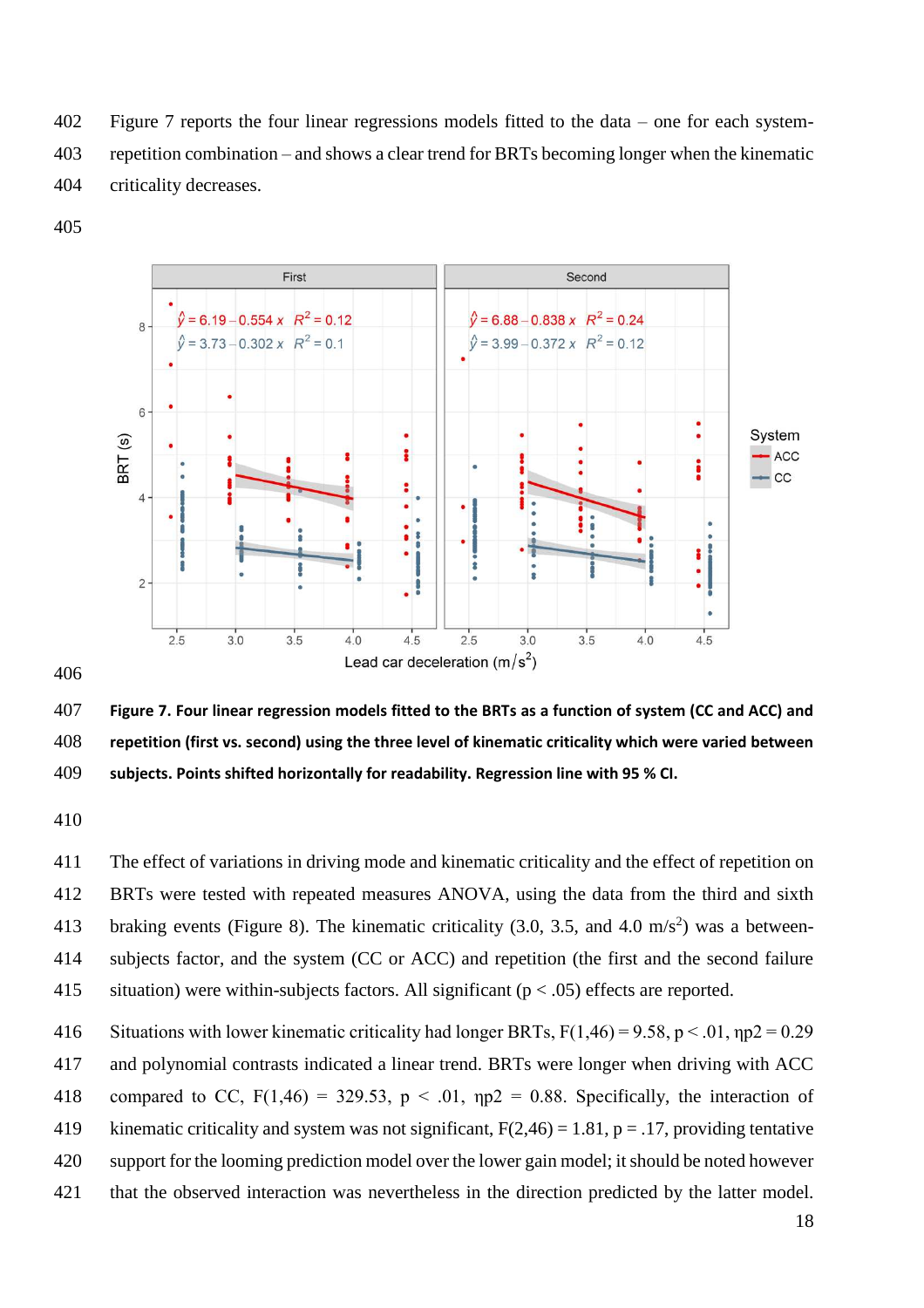Figure 7 reports the four linear regressions models fitted to the data – one for each system-repetition combination – and shows a clear trend for BRTs becoming longer when the kinematic criticality decreases.

**Figure 7. Four linear regression models fitted to the BRTs as a function of system (CC and ACC) and repetition (first vs. second) using the three level of kinematic criticality which were varied between subjects. Points shifted horizontally for readability. Regression line with 95 % CI.**

The effect of variations in driving mode and kinematic criticality and the effect of repetition on BRTs were tested with repeated measures ANOVA, using the data from the third and sixth braking events (Figure 8). The kinematic criticality (3.0, 3.5, and 4.0 m/s$^2$) was a between-subjects factor, and the system (CC or ACC) and repetition (the first and the second failure situation) were within-subjects factors. All significant ($p < .05$) effects are reported.

Situations with lower kinematic criticality had longer BRTs, $F(1,46) = 9.58$, $p < .01$, $\eta p2 = 0.29$ and polynomial contrasts indicated a linear trend. BRTs were longer when driving with ACC compared to CC, $F(1,46) = 329.53$, $p < .01$, $\eta p2 = 0.88$. Specifically, the interaction of kinematic criticality and system was not significant, $F(2,46) = 1.81$, $p = .17$, providing tentative support for the looming prediction model over the lower gain model; it should be noted however that the observed interaction was nevertheless in the direction predicted by the latter model.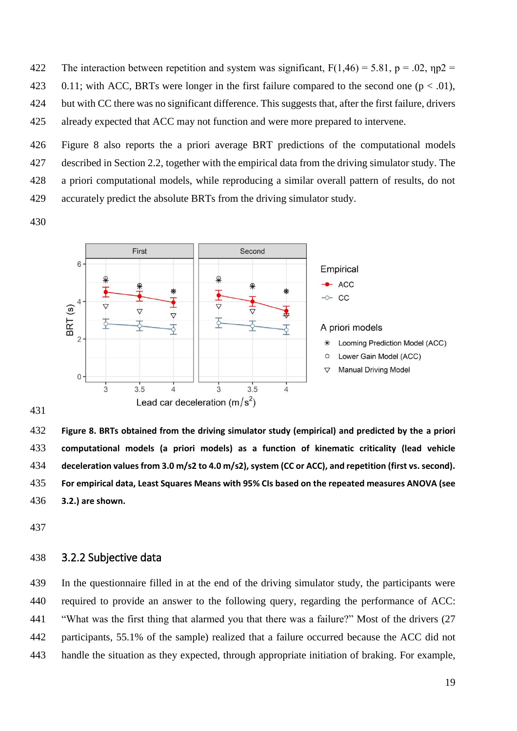The interaction between repetition and system was significant, $F(1,46) = 5.81$, $p = .02$, $\eta p2 = 0.11$; with ACC, BRTs were longer in the first failure compared to the second one ($p < .01$), but with CC there was no significant difference. This suggests that, after the first failure, drivers already expected that ACC may not function and were more prepared to intervene.

Figure 8 also reports the a priori average BRT predictions of the computational models described in Section 2.2, together with the empirical data from the driving simulator study. The a priori computational models, while reproducing a similar overall pattern of results, do not accurately predict the absolute BRTs from the driving simulator study.

**Figure 8. BRTs obtained from the driving simulator study (empirical) and predicted by the a priori computational models (a priori models) as a function of kinematic criticality (lead vehicle deceleration values from 3.0 m/s2 to 4.0 m/s2), system (CC or ACC), and repetition (first vs. second). For empirical data, Least Squares Means with 95% CIs based on the repeated measures ANOVA (see 3.2.) are shown.**

### 3.2.2 Subjective data

In the questionnaire filled in at the end of the driving simulator study, the participants were required to provide an answer to the following query, regarding the performance of ACC: "What was the first thing that alarmed you that there was a failure?" Most of the drivers (27 participants, 55.1% of the sample) realized that a failure occurred because the ACC did not handle the situation as they expected, through appropriate initiation of braking. For example,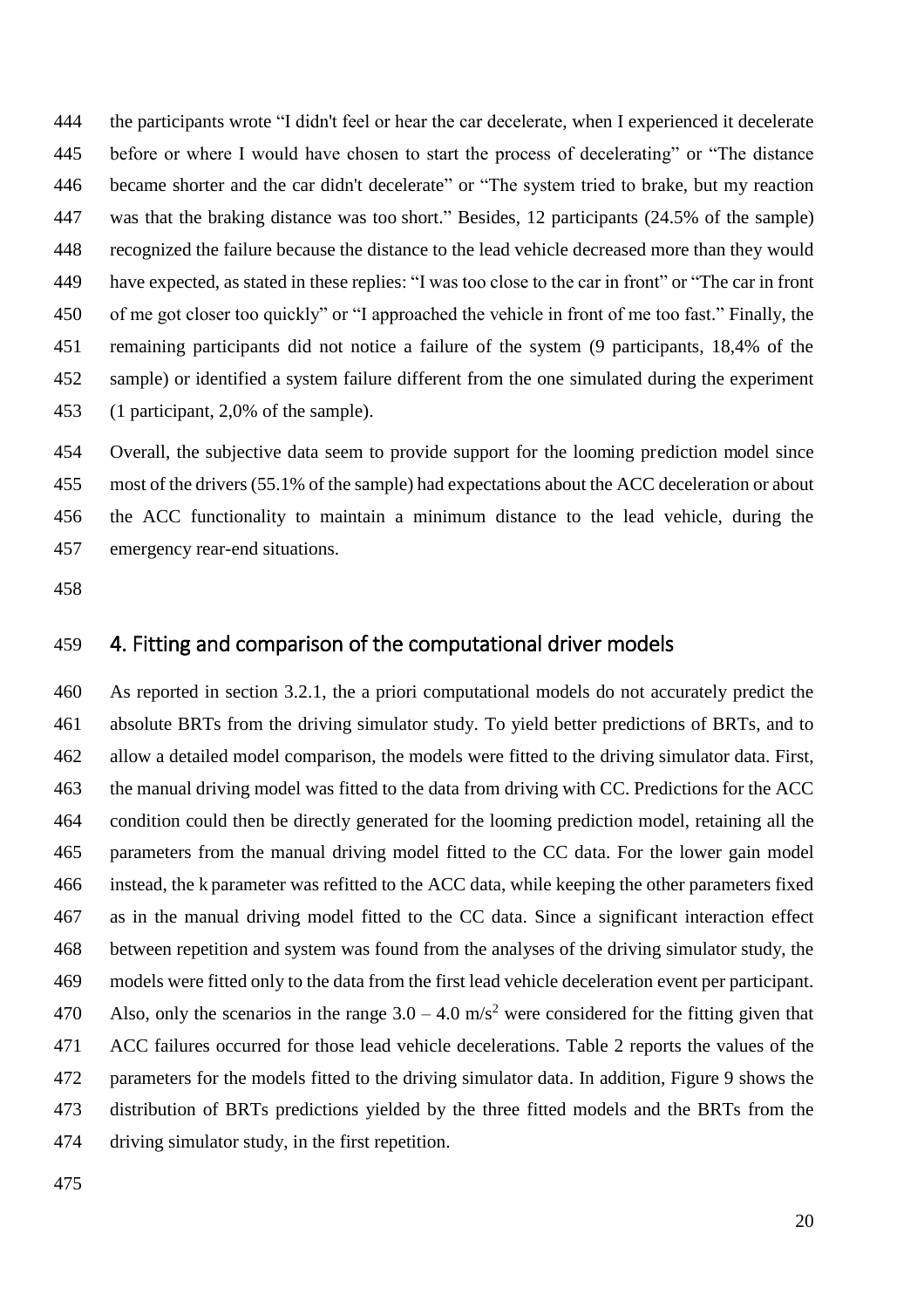the participants wrote "I didn't feel or hear the car decelerate, when I experienced it decelerate before or where I would have chosen to start the process of decelerating" or "The distance became shorter and the car didn't decelerate" or "The system tried to brake, but my reaction was that the braking distance was too short." Besides, 12 participants (24.5% of the sample) recognized the failure because the distance to the lead vehicle decreased more than they would have expected, as stated in these replies: "I was too close to the car in front" or "The car in front of me got closer too quickly" or "I approached the vehicle in front of me too fast." Finally, the remaining participants did not notice a failure of the system (9 participants, 18,4% of the sample) or identified a system failure different from the one simulated during the experiment (1 participant, 2,0% of the sample).

Overall, the subjective data seem to provide support for the looming prediction model since most of the drivers (55.1% of the sample) had expectations about the ACC deceleration or about the ACC functionality to maintain a minimum distance to the lead vehicle, during the emergency rear-end situations.

## 4. Fitting and comparison of the computational driver models

As reported in section 3.2.1, the a priori computational models do not accurately predict the absolute BRTs from the driving simulator study. To yield better predictions of BRTs, and to allow a detailed model comparison, the models were fitted to the driving simulator data. First, the manual driving model was fitted to the data from driving with CC. Predictions for the ACC condition could then be directly generated for the looming prediction model, retaining all the parameters from the manual driving model fitted to the CC data. For the lower gain model instead, the k parameter was refitted to the ACC data, while keeping the other parameters fixed as in the manual driving model fitted to the CC data. Since a significant interaction effect between repetition and system was found from the analyses of the driving simulator study, the models were fitted only to the data from the first lead vehicle deceleration event per participant. Also, only the scenarios in the range $3.0 – 4.0$ m/s$^2$ were considered for the fitting given that ACC failures occurred for those lead vehicle decelerations. Table 2 reports the values of the parameters for the models fitted to the driving simulator data. In addition, Figure 9 shows the distribution of BRTs predictions yielded by the three fitted models and the BRTs from the driving simulator study, in the first repetition.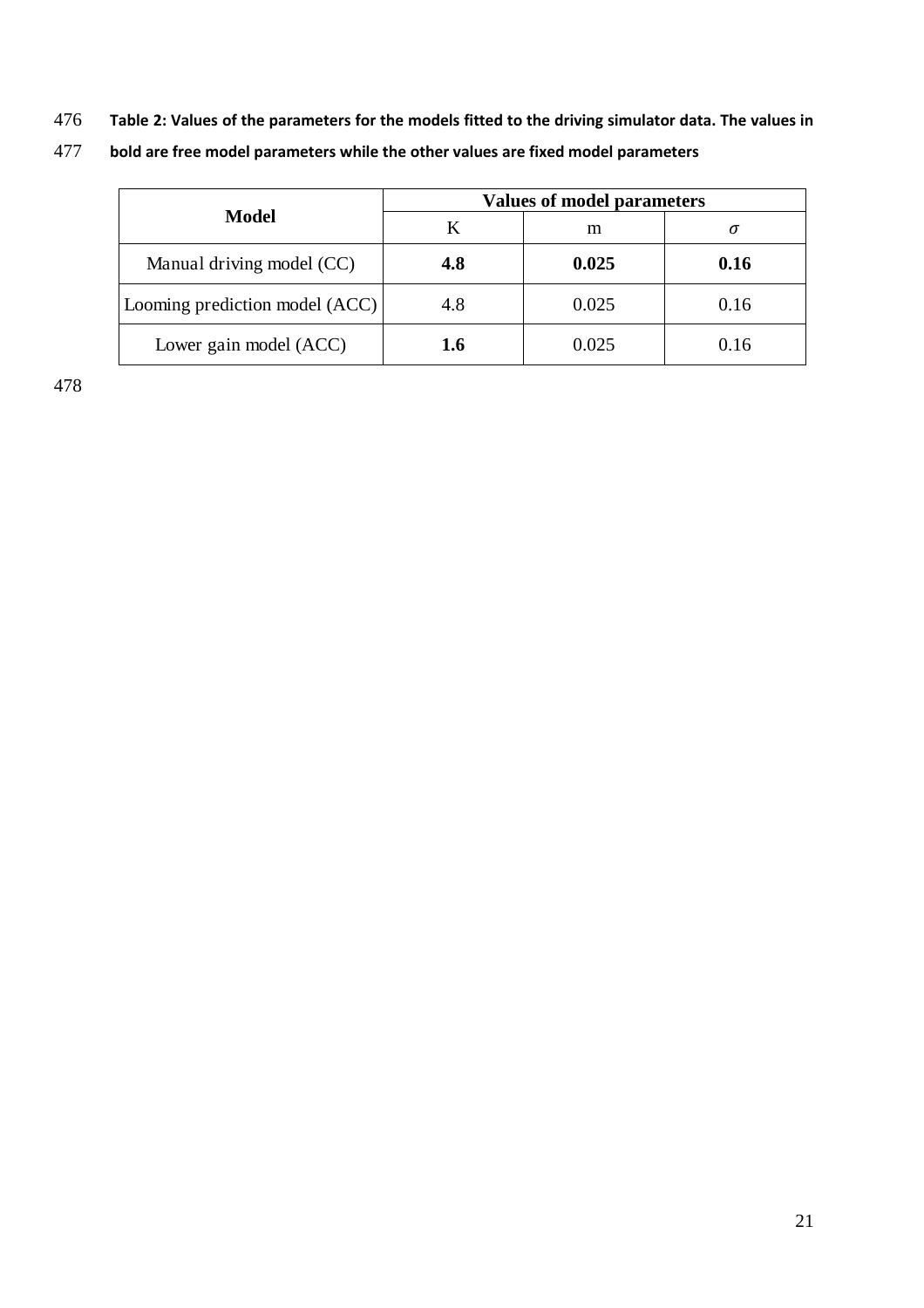**Table 2: Values of the parameters for the models fitted to the driving simulator data. The values in bold are free model parameters while the other values are fixed model parameters**

| Model | Values of model parameters | | |
|---|---|---|---|
| | K | m | $\sigma$ |
| Manual driving model (CC) | **4.8** | **0.025** | **0.16** |
| Looming prediction model (ACC) | 4.8 | 0.025 | 0.16 |
| Lower gain model (ACC) | **1.6** | 0.025 | 0.16 |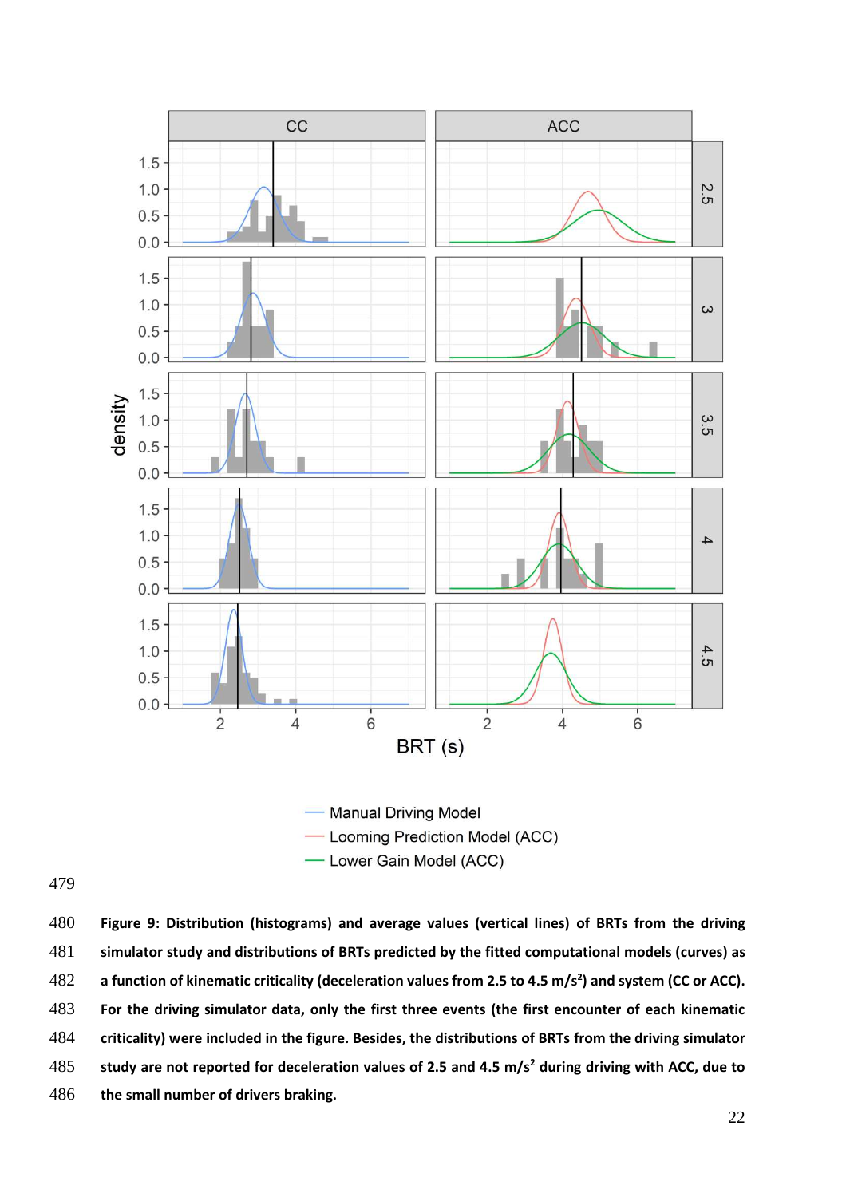**Figure 9: Distribution (histograms) and average values (vertical lines) of BRTs from the driving simulator study and distributions of BRTs predicted by the fitted computational models (curves) as a function of kinematic criticality (deceleration values from 2.5 to 4.5 m/s²) and system (CC or ACC). For the driving simulator data, only the first three events (the first encounter of each kinematic criticality) were included in the figure. Besides, the distributions of BRTs from the driving simulator study are not reported for deceleration values of 2.5 and 4.5 m/s² during driving with ACC, due to the small number of drivers braking.**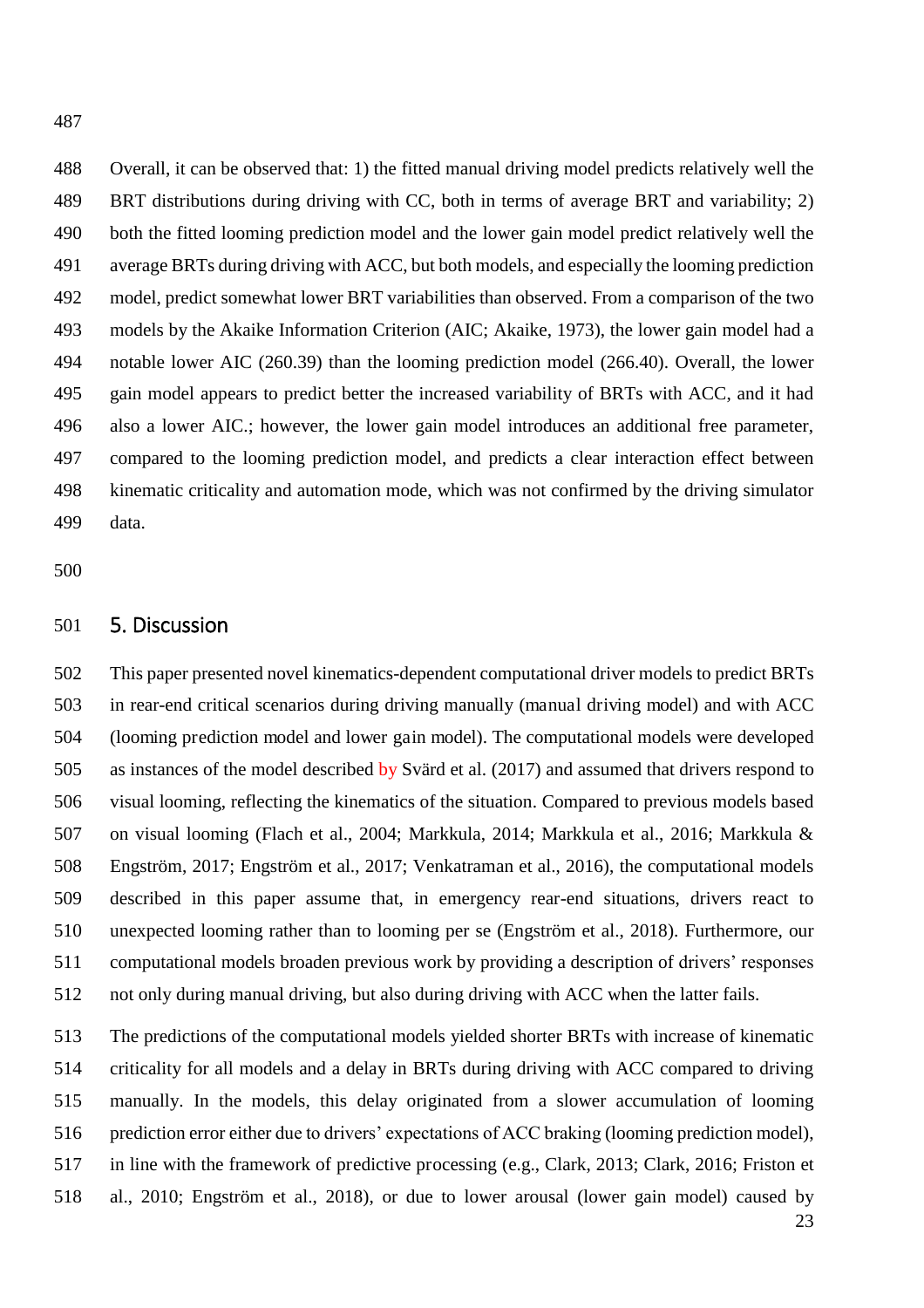Overall, it can be observed that: 1) the fitted manual driving model predicts relatively well the BRT distributions during driving with CC, both in terms of average BRT and variability; 2) both the fitted looming prediction model and the lower gain model predict relatively well the average BRTs during driving with ACC, but both models, and especially the looming prediction model, predict somewhat lower BRT variabilities than observed. From a comparison of the two models by the Akaike Information Criterion (AIC; Akaike, 1973), the lower gain model had a notable lower AIC (260.39) than the looming prediction model (266.40). Overall, the lower gain model appears to predict better the increased variability of BRTs with ACC, and it had also a lower AIC.; however, the lower gain model introduces an additional free parameter, compared to the looming prediction model, and predicts a clear interaction effect between kinematic criticality and automation mode, which was not confirmed by the driving simulator data.

## 5. Discussion

This paper presented novel kinematics-dependent computational driver models to predict BRTs in rear-end critical scenarios during driving manually (manual driving model) and with ACC (looming prediction model and lower gain model). The computational models were developed as instances of the model described by Svärd et al. (2017) and assumed that drivers respond to visual looming, reflecting the kinematics of the situation. Compared to previous models based on visual looming (Flach et al., 2004; Markkula, 2014; Markkula et al., 2016; Markkula & Engström, 2017; Engström et al., 2017; Venkatraman et al., 2016), the computational models described in this paper assume that, in emergency rear-end situations, drivers react to unexpected looming rather than to looming per se (Engström et al., 2018). Furthermore, our computational models broaden previous work by providing a description of drivers' responses not only during manual driving, but also during driving with ACC when the latter fails.

The predictions of the computational models yielded shorter BRTs with increase of kinematic criticality for all models and a delay in BRTs during driving with ACC compared to driving manually. In the models, this delay originated from a slower accumulation of looming prediction error either due to drivers' expectations of ACC braking (looming prediction model), in line with the framework of predictive processing (e.g., Clark, 2013; Clark, 2016; Friston et al., 2010; Engström et al., 2018), or due to lower arousal (lower gain model) caused by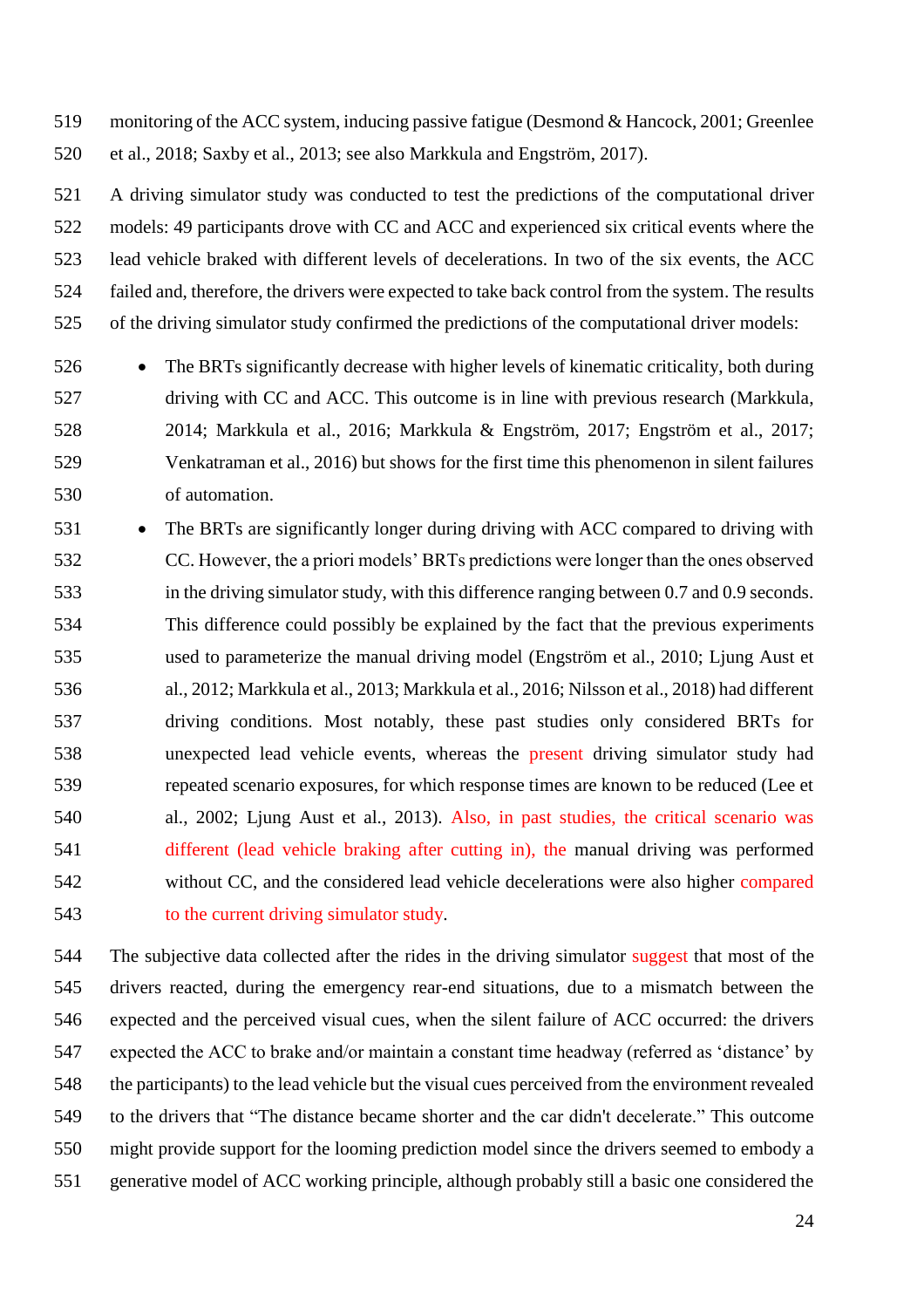monitoring of the ACC system, inducing passive fatigue (Desmond & Hancock, 2001; Greenlee et al., 2018; Saxby et al., 2013; see also Markkula and Engström, 2017).

A driving simulator study was conducted to test the predictions of the computational driver models: 49 participants drove with CC and ACC and experienced six critical events where the lead vehicle braked with different levels of decelerations. In two of the six events, the ACC failed and, therefore, the drivers were expected to take back control from the system. The results of the driving simulator study confirmed the predictions of the computational driver models:

- The BRTs significantly decrease with higher levels of kinematic criticality, both during driving with CC and ACC. This outcome is in line with previous research (Markkula, 2014; Markkula et al., 2016; Markkula & Engström, 2017; Engström et al., 2017; Venkatraman et al., 2016) but shows for the first time this phenomenon in silent failures of automation.
- The BRTs are significantly longer during driving with ACC compared to driving with CC. However, the a priori models' BRTs predictions were longer than the ones observed in the driving simulator study, with this difference ranging between 0.7 and 0.9 seconds. This difference could possibly be explained by the fact that the previous experiments used to parameterize the manual driving model (Engström et al., 2010; Ljung Aust et al., 2012; Markkula et al., 2013; Markkula et al., 2016; Nilsson et al., 2018) had different driving conditions. Most notably, these past studies only considered BRTs for unexpected lead vehicle events, whereas the present driving simulator study had repeated scenario exposures, for which response times are known to be reduced (Lee et al., 2002; Ljung Aust et al., 2013). Also, in past studies, the critical scenario was different (lead vehicle braking after cutting in), the manual driving was performed without CC, and the considered lead vehicle decelerations were also higher compared to the current driving simulator study.

The subjective data collected after the rides in the driving simulator suggest that most of the drivers reacted, during the emergency rear-end situations, due to a mismatch between the expected and the perceived visual cues, when the silent failure of ACC occurred: the drivers expected the ACC to brake and/or maintain a constant time headway (referred as 'distance' by the participants) to the lead vehicle but the visual cues perceived from the environment revealed to the drivers that "The distance became shorter and the car didn't decelerate." This outcome might provide support for the looming prediction model since the drivers seemed to embody a generative model of ACC working principle, although probably still a basic one considered the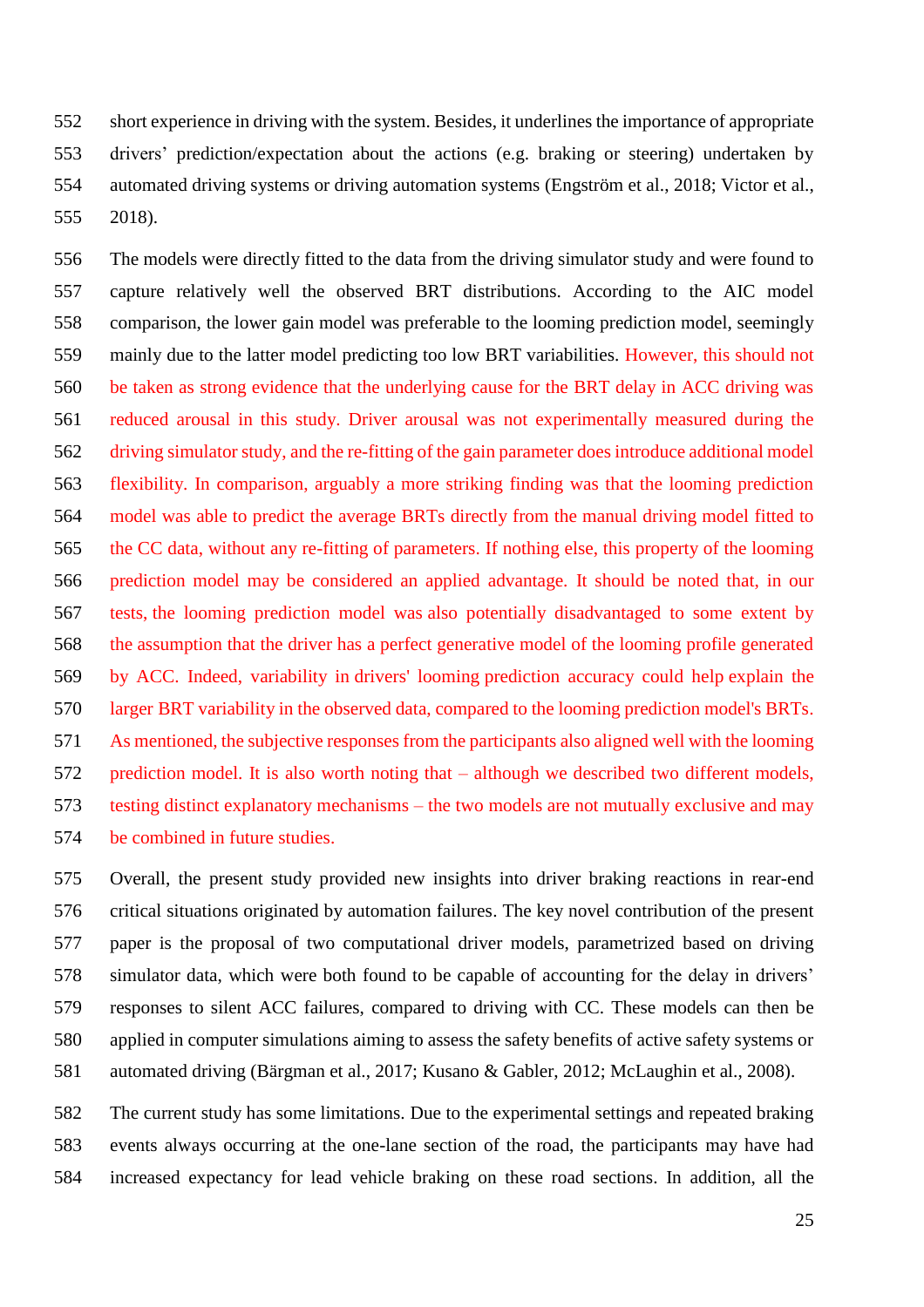short experience in driving with the system. Besides, it underlines the importance of appropriate drivers' prediction/expectation about the actions (e.g. braking or steering) undertaken by automated driving systems or driving automation systems (Engström et al., 2018; Victor et al., 2018).

The models were directly fitted to the data from the driving simulator study and were found to capture relatively well the observed BRT distributions. According to the AIC model comparison, the lower gain model was preferable to the looming prediction model, seemingly mainly due to the latter model predicting too low BRT variabilities. However, this should not be taken as strong evidence that the underlying cause for the BRT delay in ACC driving was reduced arousal in this study. Driver arousal was not experimentally measured during the driving simulator study, and the re-fitting of the gain parameter does introduce additional model flexibility. In comparison, arguably a more striking finding was that the looming prediction model was able to predict the average BRTs directly from the manual driving model fitted to the CC data, without any re-fitting of parameters. If nothing else, this property of the looming prediction model may be considered an applied advantage. It should be noted that, in our tests, the looming prediction model was also potentially disadvantaged to some extent by the assumption that the driver has a perfect generative model of the looming profile generated by ACC. Indeed, variability in drivers' looming prediction accuracy could help explain the larger BRT variability in the observed data, compared to the looming prediction model's BRTs. As mentioned, the subjective responses from the participants also aligned well with the looming prediction model. It is also worth noting that – although we described two different models, testing distinct explanatory mechanisms – the two models are not mutually exclusive and may be combined in future studies.

Overall, the present study provided new insights into driver braking reactions in rear-end critical situations originated by automation failures. The key novel contribution of the present paper is the proposal of two computational driver models, parametrized based on driving simulator data, which were both found to be capable of accounting for the delay in drivers' responses to silent ACC failures, compared to driving with CC. These models can then be applied in computer simulations aiming to assess the safety benefits of active safety systems or automated driving (Bärgman et al., 2017; Kusano & Gabler, 2012; McLaughin et al., 2008).

The current study has some limitations. Due to the experimental settings and repeated braking events always occurring at the one-lane section of the road, the participants may have had increased expectancy for lead vehicle braking on these road sections. In addition, all the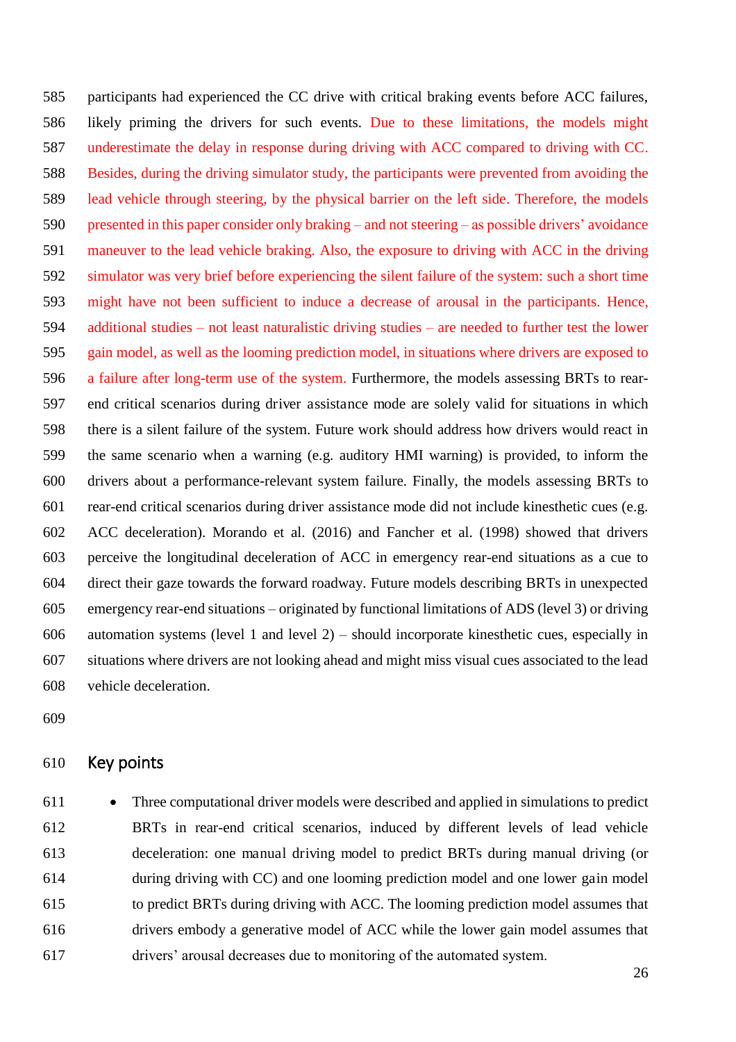participants had experienced the CC drive with critical braking events before ACC failures, likely priming the drivers for such events. Due to these limitations, the models might underestimate the delay in response during driving with ACC compared to driving with CC. Besides, during the driving simulator study, the participants were prevented from avoiding the lead vehicle through steering, by the physical barrier on the left side. Therefore, the models presented in this paper consider only braking – and not steering – as possible drivers' avoidance maneuver to the lead vehicle braking. Also, the exposure to driving with ACC in the driving simulator was very brief before experiencing the silent failure of the system: such a short time might have not been sufficient to induce a decrease of arousal in the participants. Hence, additional studies – not least naturalistic driving studies – are needed to further test the lower gain model, as well as the looming prediction model, in situations where drivers are exposed to a failure after long-term use of the system. Furthermore, the models assessing BRTs to rear-end critical scenarios during driver assistance mode are solely valid for situations in which there is a silent failure of the system. Future work should address how drivers would react in the same scenario when a warning (e.g. auditory HMI warning) is provided, to inform the drivers about a performance-relevant system failure. Finally, the models assessing BRTs to rear-end critical scenarios during driver assistance mode did not include kinesthetic cues (e.g. ACC deceleration). Morando et al. (2016) and Fancher et al. (1998) showed that drivers perceive the longitudinal deceleration of ACC in emergency rear-end situations as a cue to direct their gaze towards the forward roadway. Future models describing BRTs in unexpected emergency rear-end situations – originated by functional limitations of ADS (level 3) or driving automation systems (level 1 and level 2) – should incorporate kinesthetic cues, especially in situations where drivers are not looking ahead and might miss visual cues associated to the lead vehicle deceleration.

## Key points

- Three computational driver models were described and applied in simulations to predict BRTs in rear-end critical scenarios, induced by different levels of lead vehicle deceleration: one manual driving model to predict BRTs during manual driving (or during driving with CC) and one looming prediction model and one lower gain model to predict BRTs during driving with ACC. The looming prediction model assumes that drivers embody a generative model of ACC while the lower gain model assumes that drivers' arousal decreases due to monitoring of the automated system.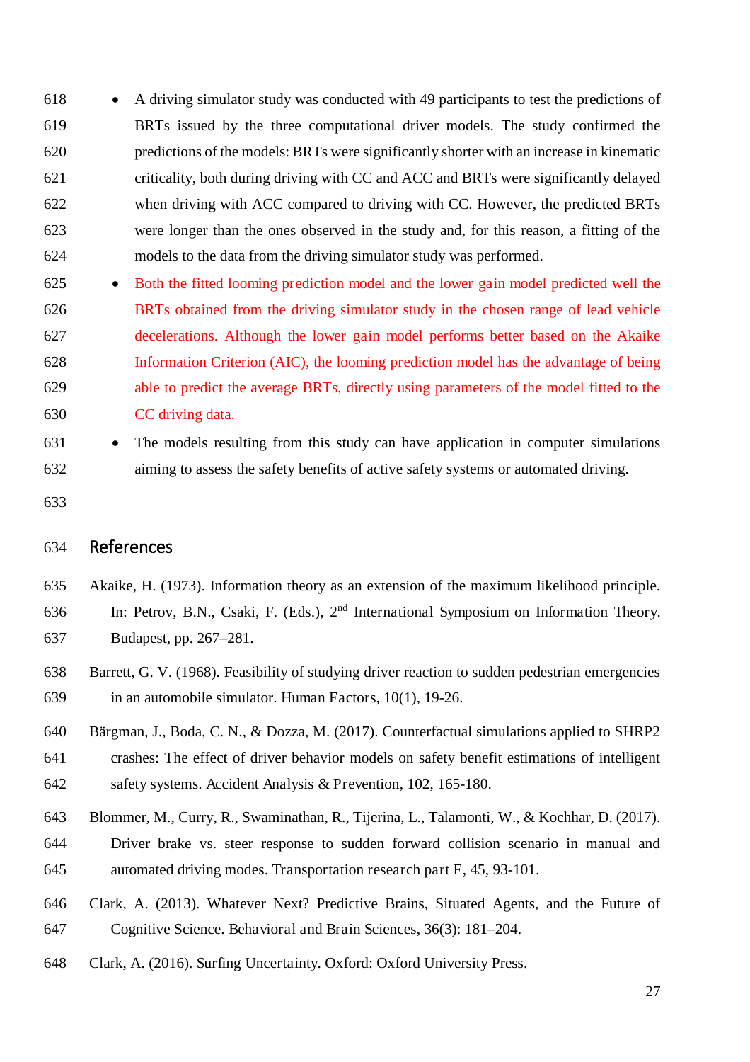- A driving simulator study was conducted with 49 participants to test the predictions of BRTs issued by the three computational driver models. The study confirmed the predictions of the models: BRTs were significantly shorter with an increase in kinematic criticality, both during driving with CC and ACC and BRTs were significantly delayed when driving with ACC compared to driving with CC. However, the predicted BRTs were longer than the ones observed in the study and, for this reason, a fitting of the models to the data from the driving simulator study was performed.
- Both the fitted looming prediction model and the lower gain model predicted well the BRTs obtained from the driving simulator study in the chosen range of lead vehicle decelerations. Although the lower gain model performs better based on the Akaike Information Criterion (AIC), the looming prediction model has the advantage of being able to predict the average BRTs, directly using parameters of the model fitted to the CC driving data.
- The models resulting from this study can have application in computer simulations aiming to assess the safety benefits of active safety systems or automated driving.

## References

Akaike, H. (1973). Information theory as an extension of the maximum likelihood principle. In: Petrov, B.N., Csaki, F. (Eds.), 2nd International Symposium on Information Theory. Budapest, pp. 267–281.

Barrett, G. V. (1968). Feasibility of studying driver reaction to sudden pedestrian emergencies in an automobile simulator. Human Factors, 10(1), 19-26.

Bärgman, J., Boda, C. N., & Dozza, M. (2017). Counterfactual simulations applied to SHRP2 crashes: The effect of driver behavior models on safety benefit estimations of intelligent safety systems. Accident Analysis & Prevention, 102, 165-180.

Blommer, M., Curry, R., Swaminathan, R., Tijerina, L., Talamonti, W., & Kochhar, D. (2017). Driver brake vs. steer response to sudden forward collision scenario in manual and automated driving modes. Transportation research part F, 45, 93-101.

Clark, A. (2013). Whatever Next? Predictive Brains, Situated Agents, and the Future of Cognitive Science. Behavioral and Brain Sciences, 36(3): 181–204.

Clark, A. (2016). Surfing Uncertainty. Oxford: Oxford University Press.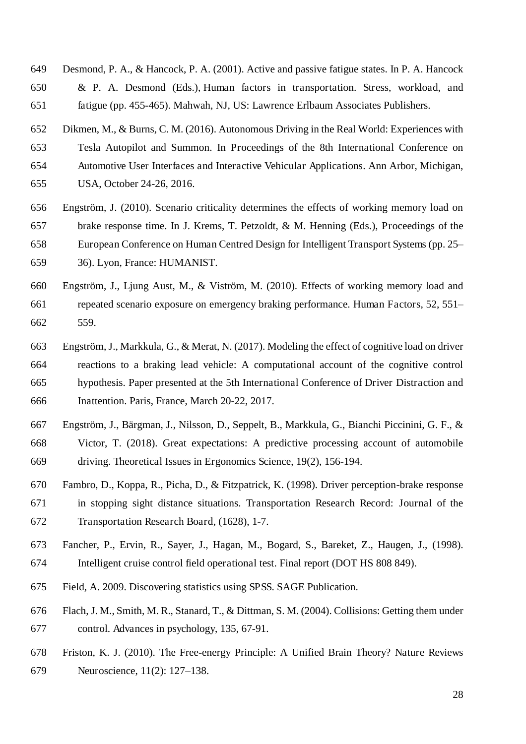Desmond, P. A., & Hancock, P. A. (2001). Active and passive fatigue states. In P. A. Hancock & P. A. Desmond (Eds.), Human factors in transportation. Stress, workload, and fatigue (pp. 455-465). Mahwah, NJ, US: Lawrence Erlbaum Associates Publishers.

Dikmen, M., & Burns, C. M. (2016). Autonomous Driving in the Real World: Experiences with Tesla Autopilot and Summon. In Proceedings of the 8th International Conference on Automotive User Interfaces and Interactive Vehicular Applications. Ann Arbor, Michigan, USA, October 24-26, 2016.

Engström, J. (2010). Scenario criticality determines the effects of working memory load on brake response time. In J. Krems, T. Petzoldt, & M. Henning (Eds.), Proceedings of the European Conference on Human Centred Design for Intelligent Transport Systems (pp. 25–36). Lyon, France: HUMANIST.

Engström, J., Ljung Aust, M., & Viström, M. (2010). Effects of working memory load and repeated scenario exposure on emergency braking performance. Human Factors, 52, 551–559.

Engström, J., Markkula, G., & Merat, N. (2017). Modeling the effect of cognitive load on driver reactions to a braking lead vehicle: A computational account of the cognitive control hypothesis. Paper presented at the 5th International Conference of Driver Distraction and Inattention. Paris, France, March 20-22, 2017.

Engström, J., Bärgman, J., Nilsson, D., Seppelt, B., Markkula, G., Bianchi Piccinini, G. F., & Victor, T. (2018). Great expectations: A predictive processing account of automobile driving. Theoretical Issues in Ergonomics Science, 19(2), 156-194.

Fambro, D., Koppa, R., Picha, D., & Fitzpatrick, K. (1998). Driver perception-brake response in stopping sight distance situations. Transportation Research Record: Journal of the Transportation Research Board, (1628), 1-7.

Fancher, P., Ervin, R., Sayer, J., Hagan, M., Bogard, S., Bareket, Z., Haugen, J., (1998). Intelligent cruise control field operational test. Final report (DOT HS 808 849).

Field, A. 2009. Discovering statistics using SPSS. SAGE Publication.

Flach, J. M., Smith, M. R., Stanard, T., & Dittman, S. M. (2004). Collisions: Getting them under control. Advances in psychology, 135, 67-91.

Friston, K. J. (2010). The Free-energy Principle: A Unified Brain Theory? Nature Reviews Neuroscience, 11(2): 127–138.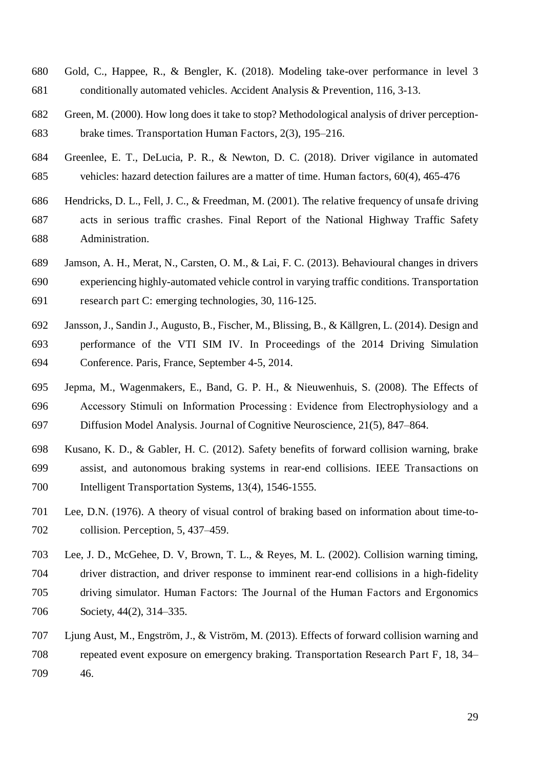Gold, C., Happee, R., & Bengler, K. (2018). Modeling take-over performance in level 3 conditionally automated vehicles. Accident Analysis & Prevention, 116, 3-13.

Green, M. (2000). How long does it take to stop? Methodological analysis of driver perception-brake times. Transportation Human Factors, 2(3), 195–216.

Greenlee, E. T., DeLucia, P. R., & Newton, D. C. (2018). Driver vigilance in automated vehicles: hazard detection failures are a matter of time. Human factors, 60(4), 465-476

Hendricks, D. L., Fell, J. C., & Freedman, M. (2001). The relative frequency of unsafe driving acts in serious traffic crashes. Final Report of the National Highway Traffic Safety Administration.

Jamson, A. H., Merat, N., Carsten, O. M., & Lai, F. C. (2013). Behavioural changes in drivers experiencing highly-automated vehicle control in varying traffic conditions. Transportation research part C: emerging technologies, 30, 116-125.

Jansson, J., Sandin J., Augusto, B., Fischer, M., Blissing, B., & Källgren, L. (2014). Design and performance of the VTI SIM IV. In Proceedings of the 2014 Driving Simulation Conference. Paris, France, September 4-5, 2014.

Jepma, M., Wagenmakers, E., Band, G. P. H., & Nieuwenhuis, S. (2008). The Effects of Accessory Stimuli on Information Processing : Evidence from Electrophysiology and a Diffusion Model Analysis. Journal of Cognitive Neuroscience, 21(5), 847–864.

Kusano, K. D., & Gabler, H. C. (2012). Safety benefits of forward collision warning, brake assist, and autonomous braking systems in rear-end collisions. IEEE Transactions on Intelligent Transportation Systems, 13(4), 1546-1555.

Lee, D.N. (1976). A theory of visual control of braking based on information about time-to-collision. Perception, 5, 437–459.

Lee, J. D., McGehee, D. V, Brown, T. L., & Reyes, M. L. (2002). Collision warning timing, driver distraction, and driver response to imminent rear-end collisions in a high-fidelity driving simulator. Human Factors: The Journal of the Human Factors and Ergonomics Society, 44(2), 314–335.

Ljung Aust, M., Engström, J., & Viström, M. (2013). Effects of forward collision warning and repeated event exposure on emergency braking. Transportation Research Part F, 18, 34–46.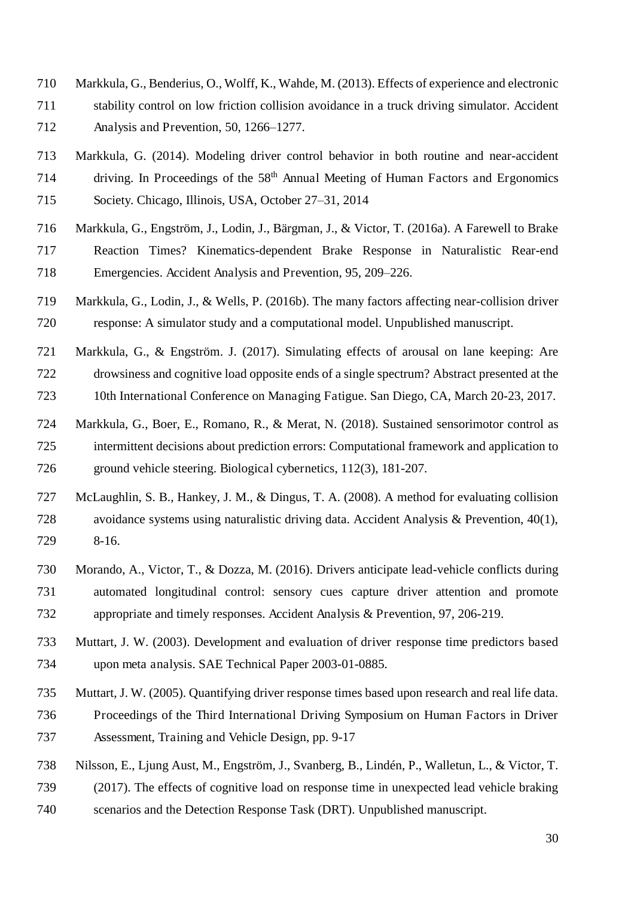Markkula, G., Benderius, O., Wolff, K., Wahde, M. (2013). Effects of experience and electronic stability control on low friction collision avoidance in a truck driving simulator. Accident Analysis and Prevention, 50, 1266–1277.

Markkula, G. (2014). Modeling driver control behavior in both routine and near-accident driving. In Proceedings of the 58th Annual Meeting of Human Factors and Ergonomics Society. Chicago, Illinois, USA, October 27–31, 2014

Markkula, G., Engström, J., Lodin, J., Bärgman, J., & Victor, T. (2016a). A Farewell to Brake Reaction Times? Kinematics-dependent Brake Response in Naturalistic Rear-end Emergencies. Accident Analysis and Prevention, 95, 209–226.

Markkula, G., Lodin, J., & Wells, P. (2016b). The many factors affecting near-collision driver response: A simulator study and a computational model. Unpublished manuscript.

Markkula, G., & Engström. J. (2017). Simulating effects of arousal on lane keeping: Are drowsiness and cognitive load opposite ends of a single spectrum? Abstract presented at the 10th International Conference on Managing Fatigue. San Diego, CA, March 20-23, 2017.

Markkula, G., Boer, E., Romano, R., & Merat, N. (2018). Sustained sensorimotor control as intermittent decisions about prediction errors: Computational framework and application to ground vehicle steering. Biological cybernetics, 112(3), 181-207.

McLaughlin, S. B., Hankey, J. M., & Dingus, T. A. (2008). A method for evaluating collision avoidance systems using naturalistic driving data. Accident Analysis & Prevention, 40(1), 8-16.

Morando, A., Victor, T., & Dozza, M. (2016). Drivers anticipate lead-vehicle conflicts during automated longitudinal control: sensory cues capture driver attention and promote appropriate and timely responses. Accident Analysis & Prevention, 97, 206-219.

Muttart, J. W. (2003). Development and evaluation of driver response time predictors based upon meta analysis. SAE Technical Paper 2003-01-0885.

Muttart, J. W. (2005). Quantifying driver response times based upon research and real life data. Proceedings of the Third International Driving Symposium on Human Factors in Driver Assessment, Training and Vehicle Design, pp. 9-17

Nilsson, E., Ljung Aust, M., Engström, J., Svanberg, B., Lindén, P., Walletun, L., & Victor, T. (2017). The effects of cognitive load on response time in unexpected lead vehicle braking scenarios and the Detection Response Task (DRT). Unpublished manuscript.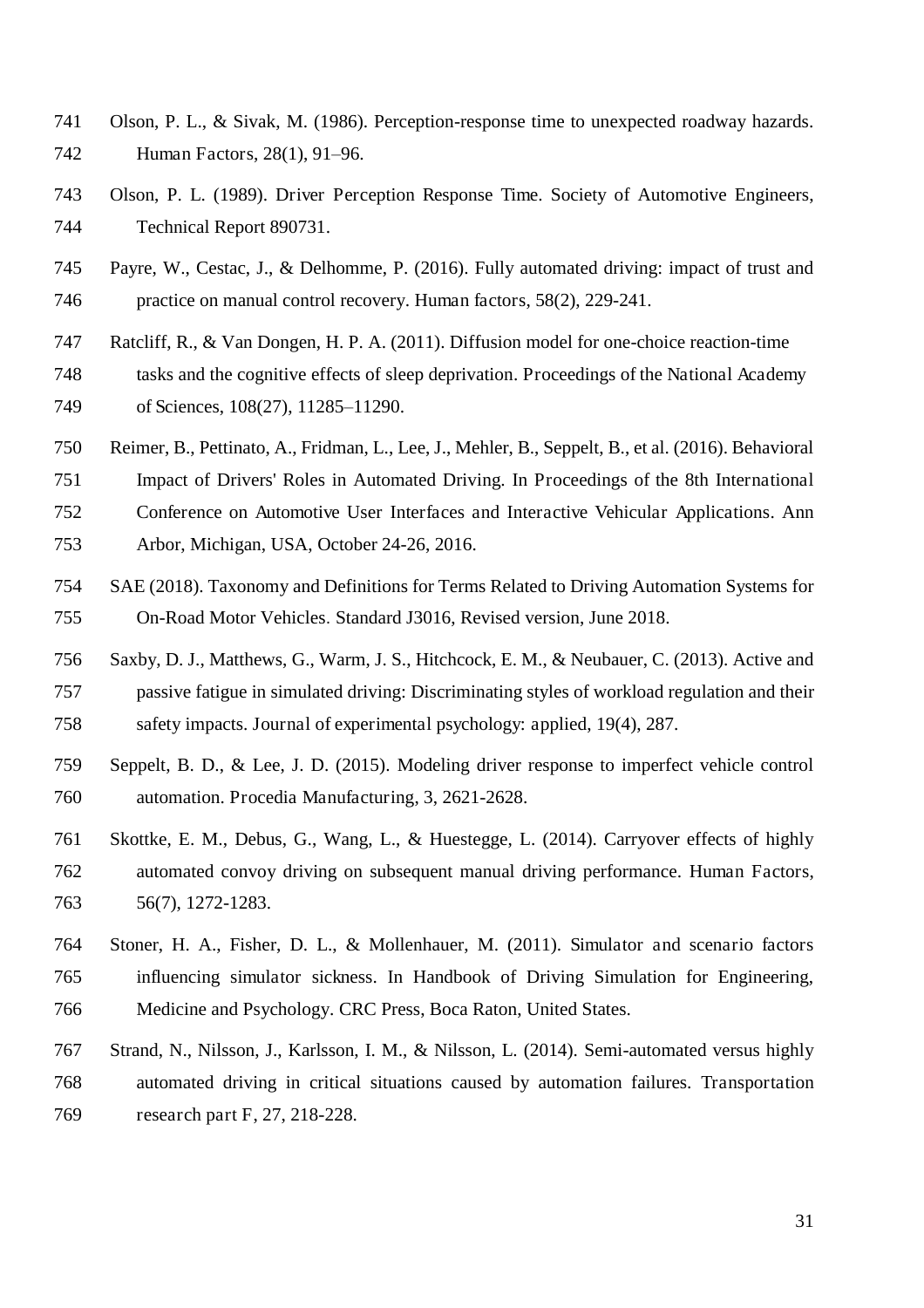Olson, P. L., & Sivak, M. (1986). Perception-response time to unexpected roadway hazards. Human Factors, 28(1), 91–96.

Olson, P. L. (1989). Driver Perception Response Time. Society of Automotive Engineers, Technical Report 890731.

Payre, W., Cestac, J., & Delhomme, P. (2016). Fully automated driving: impact of trust and practice on manual control recovery. Human factors, 58(2), 229-241.

Ratcliff, R., & Van Dongen, H. P. A. (2011). Diffusion model for one-choice reaction-time tasks and the cognitive effects of sleep deprivation. Proceedings of the National Academy of Sciences, 108(27), 11285–11290.

Reimer, B., Pettinato, A., Fridman, L., Lee, J., Mehler, B., Seppelt, B., et al. (2016). Behavioral Impact of Drivers' Roles in Automated Driving. In Proceedings of the 8th International Conference on Automotive User Interfaces and Interactive Vehicular Applications. Ann Arbor, Michigan, USA, October 24-26, 2016.

SAE (2018). Taxonomy and Definitions for Terms Related to Driving Automation Systems for On-Road Motor Vehicles. Standard J3016, Revised version, June 2018.

Saxby, D. J., Matthews, G., Warm, J. S., Hitchcock, E. M., & Neubauer, C. (2013). Active and passive fatigue in simulated driving: Discriminating styles of workload regulation and their safety impacts. Journal of experimental psychology: applied, 19(4), 287.

Seppelt, B. D., & Lee, J. D. (2015). Modeling driver response to imperfect vehicle control automation. Procedia Manufacturing, 3, 2621-2628.

Skottke, E. M., Debus, G., Wang, L., & Huestegge, L. (2014). Carryover effects of highly automated convoy driving on subsequent manual driving performance. Human Factors, 56(7), 1272-1283.

Stoner, H. A., Fisher, D. L., & Mollenhauer, M. (2011). Simulator and scenario factors influencing simulator sickness. In Handbook of Driving Simulation for Engineering, Medicine and Psychology. CRC Press, Boca Raton, United States.

Strand, N., Nilsson, J., Karlsson, I. M., & Nilsson, L. (2014). Semi-automated versus highly automated driving in critical situations caused by automation failures. Transportation research part F, 27, 218-228.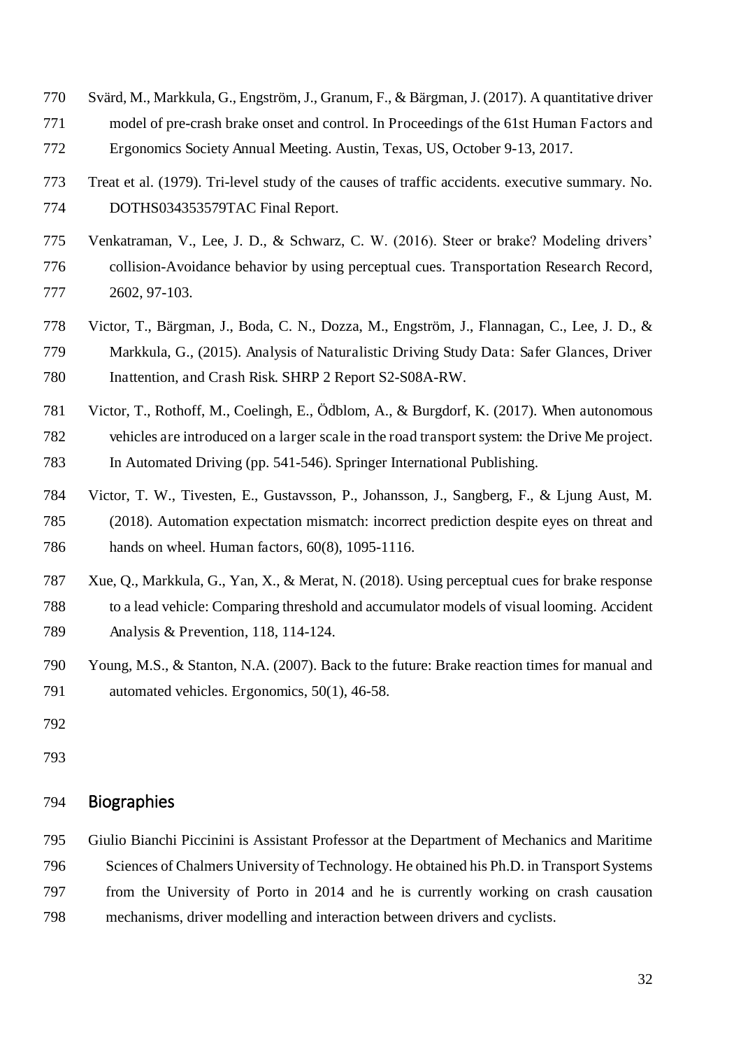Svärd, M., Markkula, G., Engström, J., Granum, F., & Bärgman, J. (2017). A quantitative driver model of pre-crash brake onset and control. In Proceedings of the 61st Human Factors and Ergonomics Society Annual Meeting. Austin, Texas, US, October 9-13, 2017.

Treat et al. (1979). Tri-level study of the causes of traffic accidents. executive summary. No. DOTHS034353579TAC Final Report.

Venkatraman, V., Lee, J. D., & Schwarz, C. W. (2016). Steer or brake? Modeling drivers' collision-Avoidance behavior by using perceptual cues. Transportation Research Record, 2602, 97-103.

Victor, T., Bärgman, J., Boda, C. N., Dozza, M., Engström, J., Flannagan, C., Lee, J. D., & Markkula, G., (2015). Analysis of Naturalistic Driving Study Data: Safer Glances, Driver Inattention, and Crash Risk. SHRP 2 Report S2-S08A-RW.

Victor, T., Rothoff, M., Coelingh, E., Ödblom, A., & Burgdorf, K. (2017). When autonomous vehicles are introduced on a larger scale in the road transport system: the Drive Me project. In Automated Driving (pp. 541-546). Springer International Publishing.

Victor, T. W., Tivesten, E., Gustavsson, P., Johansson, J., Sangberg, F., & Ljung Aust, M. (2018). Automation expectation mismatch: incorrect prediction despite eyes on threat and hands on wheel. Human factors, 60(8), 1095-1116.

Xue, Q., Markkula, G., Yan, X., & Merat, N. (2018). Using perceptual cues for brake response to a lead vehicle: Comparing threshold and accumulator models of visual looming. Accident Analysis & Prevention, 118, 114-124.

Young, M.S., & Stanton, N.A. (2007). Back to the future: Brake reaction times for manual and automated vehicles. Ergonomics, 50(1), 46-58.

## Biographies

Giulio Bianchi Piccinini is Assistant Professor at the Department of Mechanics and Maritime Sciences of Chalmers University of Technology. He obtained his Ph.D. in Transport Systems from the University of Porto in 2014 and he is currently working on crash causation mechanisms, driver modelling and interaction between drivers and cyclists.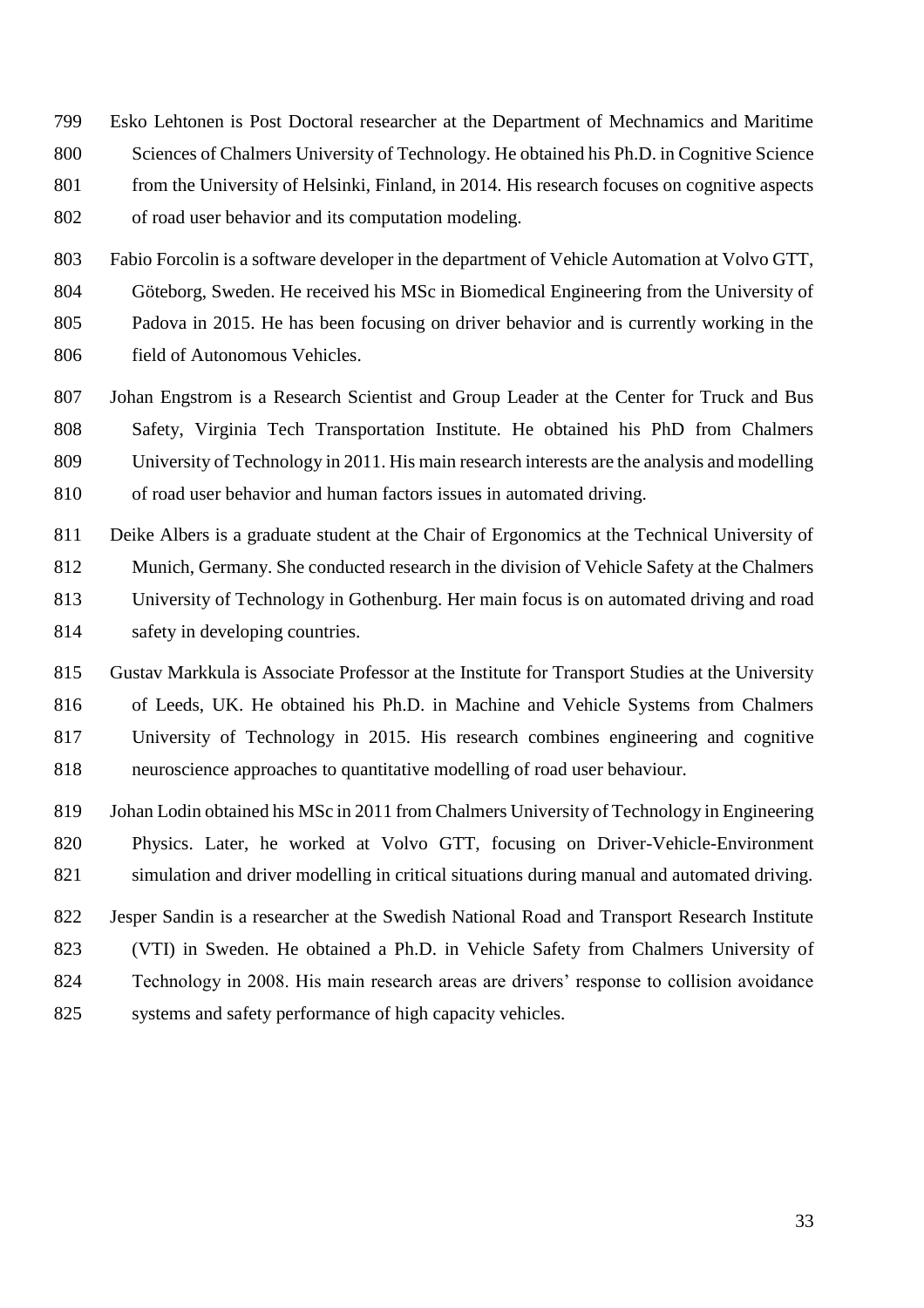Esko Lehtonen is Post Doctoral researcher at the Department of Mechnamics and Maritime Sciences of Chalmers University of Technology. He obtained his Ph.D. in Cognitive Science from the University of Helsinki, Finland, in 2014. His research focuses on cognitive aspects of road user behavior and its computation modeling.

Fabio Forcolin is a software developer in the department of Vehicle Automation at Volvo GTT, Göteborg, Sweden. He received his MSc in Biomedical Engineering from the University of Padova in 2015. He has been focusing on driver behavior and is currently working in the field of Autonomous Vehicles.

Johan Engstrom is a Research Scientist and Group Leader at the Center for Truck and Bus Safety, Virginia Tech Transportation Institute. He obtained his PhD from Chalmers University of Technology in 2011. His main research interests are the analysis and modelling of road user behavior and human factors issues in automated driving.

Deike Albers is a graduate student at the Chair of Ergonomics at the Technical University of Munich, Germany. She conducted research in the division of Vehicle Safety at the Chalmers University of Technology in Gothenburg. Her main focus is on automated driving and road safety in developing countries.

Gustav Markkula is Associate Professor at the Institute for Transport Studies at the University of Leeds, UK. He obtained his Ph.D. in Machine and Vehicle Systems from Chalmers University of Technology in 2015. His research combines engineering and cognitive neuroscience approaches to quantitative modelling of road user behaviour.

Johan Lodin obtained his MSc in 2011 from Chalmers University of Technology in Engineering Physics. Later, he worked at Volvo GTT, focusing on Driver-Vehicle-Environment simulation and driver modelling in critical situations during manual and automated driving.

Jesper Sandin is a researcher at the Swedish National Road and Transport Research Institute (VTI) in Sweden. He obtained a Ph.D. in Vehicle Safety from Chalmers University of Technology in 2008. His main research areas are drivers' response to collision avoidance systems and safety performance of high capacity vehicles.